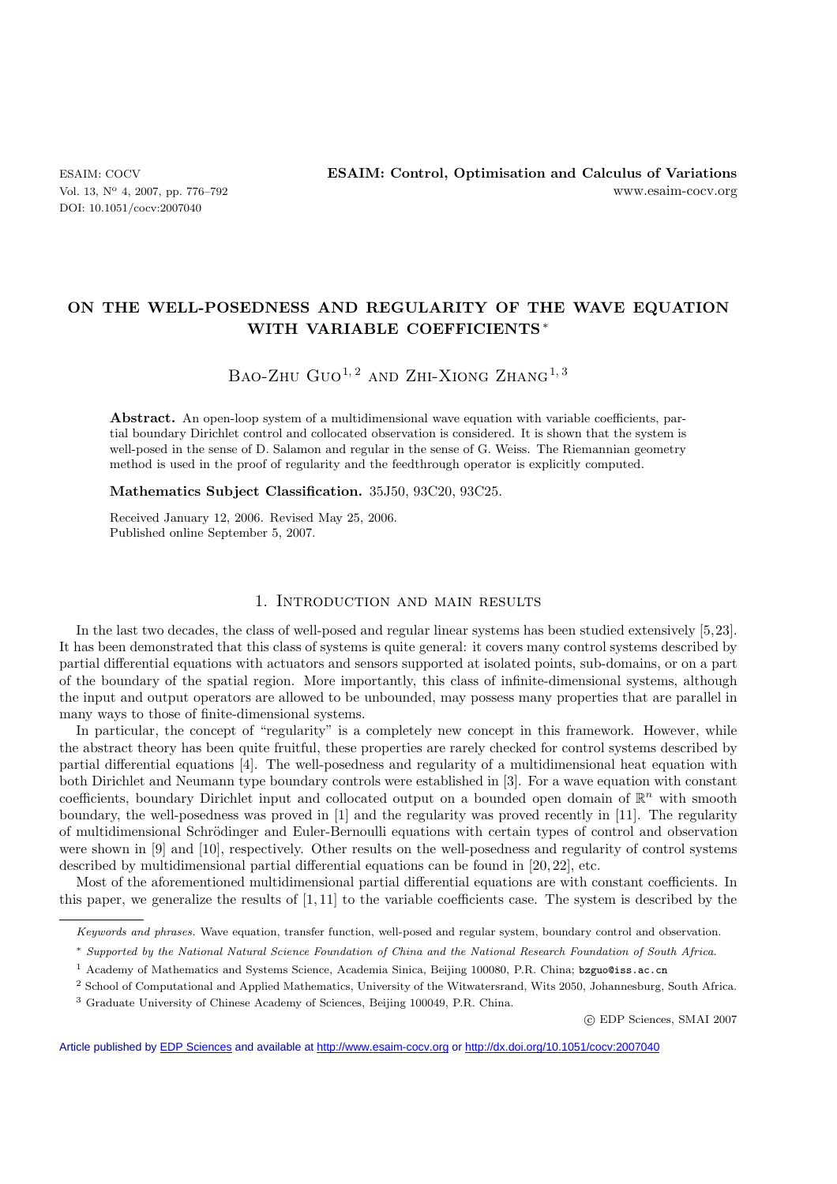# ON THE WELL-POSEDNESS AND REGULARITY OF THE WAVE EQUATION WITH VARIABLE COEFFICIENTS*

Bao-Zhu Guo[1,2] and Zhi-Xiong Zhang[1,3]

**Abstract.** An open-loop system of a multidimensional wave equation with variable coefficients, partial boundary Dirichlet control and collocated observation is considered. It is shown that the system is well-posed in the sense of D. Salamon and regular in the sense of G. Weiss. The Riemannian geometry method is used in the proof of regularity and the feedthrough operator is explicitly computed.

**Mathematics Subject Classification.** 35J50, 93C20, 93C25.

Received January 12, 2006. Revised May 25, 2006.
Published online September 5, 2007.

## 1. Introduction and main results

In the last two decades, the class of well-posed and regular linear systems has been studied extensively [5,23]. It has been demonstrated that this class of systems is quite general: it covers many control systems described by partial differential equations with actuators and sensors supported at isolated points, sub-domains, or on a part of the boundary of the spatial region. More importantly, this class of infinite-dimensional systems, although the input and output operators are allowed to be unbounded, may possess many properties that are parallel in many ways to those of finite-dimensional systems.

In particular, the concept of "regularity" is a completely new concept in this framework. However, while the abstract theory has been quite fruitful, these properties are rarely checked for control systems described by partial differential equations [4]. The well-posedness and regularity of a multidimensional heat equation with both Dirichlet and Neumann type boundary controls were established in [3]. For a wave equation with constant coefficients, boundary Dirichlet input and collocated output on a bounded open domain of $\mathbb{R}^n$ with smooth boundary, the well-posedness was proved in [1] and the regularity was proved recently in [11]. The regularity of multidimensional Schrödinger and Euler-Bernoulli equations with certain types of control and observation were shown in [9] and [10], respectively. Other results on the well-posedness and regularity of control systems described by multidimensional partial differential equations can be found in [20,22], etc.

Most of the aforementioned multidimensional partial differential equations are with constant coefficients. In this paper, we generalize the results of [1,11] to the variable coefficients case. The system is described by the

---

*Keywords and phrases.* Wave equation, transfer function, well-posed and regular system, boundary control and observation.

\* *Supported by the National Natural Science Foundation of China and the National Research Foundation of South Africa.*

[1] Academy of Mathematics and Systems Science, Academia Sinica, Beijing 100080, P.R. China; bzguo@iss.ac.cn

[2] School of Computational and Applied Mathematics, University of the Witwatersrand, Wits 2050, Johannesburg, South Africa.

[3] Graduate University of Chinese Academy of Sciences, Beijing 100049, P.R. China.

© EDP Sciences, SMAI 2007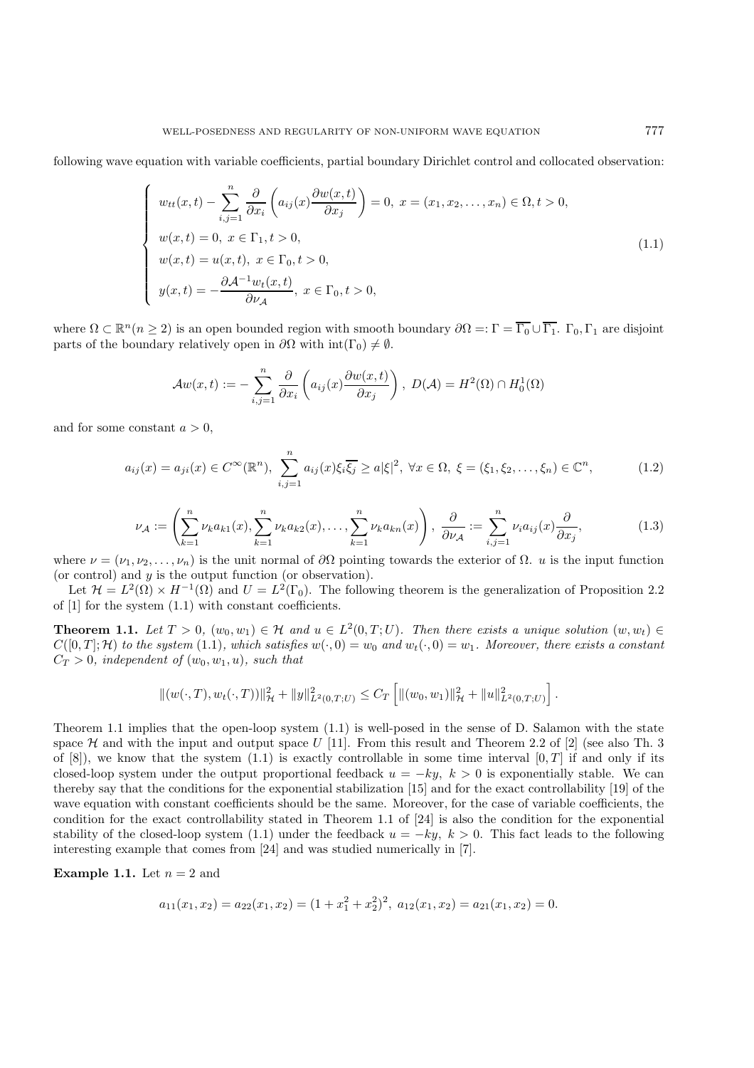following wave equation with variable coefficients, partial boundary Dirichlet control and collocated observation:

$$
\begin{cases}
w_{tt}(x,t) - \displaystyle\sum_{i,j=1}^{n} \frac{\partial}{\partial x_i}\left(a_{ij}(x)\frac{\partial w(x,t)}{\partial x_j}\right) = 0, \ x = (x_1, x_2, \ldots, x_n) \in \Omega, t > 0, \\
w(x,t) = 0, \ x \in \Gamma_1, t > 0, \\
w(x,t) = u(x,t), \ x \in \Gamma_0, t > 0, \\
y(x,t) = -\dfrac{\partial \mathcal{A}^{-1} w_t(x,t)}{\partial \nu_{\mathcal{A}}}, \ x \in \Gamma_0, t > 0,
\end{cases}
\tag{1.1}
$$

where $\Omega \subset \mathbb{R}^n (n \geq 2)$ is an open bounded region with smooth boundary $\partial\Omega =: \Gamma = \overline{\Gamma_0} \cup \overline{\Gamma_1}$. $\Gamma_0, \Gamma_1$ are disjoint parts of the boundary relatively open in $\partial\Omega$ with $\mathrm{int}(\Gamma_0) \neq \emptyset$.

$$
\mathcal{A}w(x,t) := -\sum_{i,j=1}^{n} \frac{\partial}{\partial x_i}\left(a_{ij}(x)\frac{\partial w(x,t)}{\partial x_j}\right), \ D(\mathcal{A}) = H^2(\Omega) \cap H_0^1(\Omega)
$$

and for some constant $a > 0$,

$$
a_{ij}(x) = a_{ji}(x) \in C^\infty(\mathbb{R}^n), \ \sum_{i,j=1}^{n} a_{ij}(x)\xi_i\overline{\xi_j} \geq a|\xi|^2, \ \forall x \in \Omega, \ \xi = (\xi_1, \xi_2, \ldots, \xi_n) \in \mathbb{C}^n,
\tag{1.2}
$$

$$
\nu_{\mathcal{A}} := \left(\sum_{k=1}^{n} \nu_k a_{k1}(x), \sum_{k=1}^{n} \nu_k a_{k2}(x), \ldots, \sum_{k=1}^{n} \nu_k a_{kn}(x)\right), \ \frac{\partial}{\partial \nu_{\mathcal{A}}} := \sum_{i,j=1}^{n} \nu_i a_{ij}(x)\frac{\partial}{\partial x_j},
\tag{1.3}
$$

where $\nu = (\nu_1, \nu_2, \ldots, \nu_n)$ is the unit normal of $\partial\Omega$ pointing towards the exterior of $\Omega$. $u$ is the input function (or control) and $y$ is the output function (or observation).

Let $\mathcal{H} = L^2(\Omega) \times H^{-1}(\Omega)$ and $U = L^2(\Gamma_0)$. The following theorem is the generalization of Proposition 2.2 of [1] for the system (1.1) with constant coefficients.

**Theorem 1.1.** *Let $T > 0$, $(w_0, w_1) \in \mathcal{H}$ and $u \in L^2(0,T;U)$. Then there exists a unique solution $(w, w_t) \in C([0,T];\mathcal{H})$ to the system (1.1), which satisfies $w(\cdot,0) = w_0$ and $w_t(\cdot,0) = w_1$. Moreover, there exists a constant $C_T > 0$, independent of $(w_0, w_1, u)$, such that*

$$
\|(w(\cdot,T), w_t(\cdot,T))\|_{\mathcal{H}}^2 + \|y\|_{L^2(0,T;U)}^2 \leq C_T \left[\|(w_0, w_1)\|_{\mathcal{H}}^2 + \|u\|_{L^2(0,T;U)}^2\right].
$$

Theorem 1.1 implies that the open-loop system (1.1) is well-posed in the sense of D. Salamon with the state space $\mathcal{H}$ and with the input and output space $U$ [11]. From this result and Theorem 2.2 of [2] (see also Th. 3 of [8]), we know that the system (1.1) is exactly controllable in some time interval $[0,T]$ if and only if its closed-loop system under the output proportional feedback $u = -ky$, $k > 0$ is exponentially stable. We can thereby say that the conditions for the exponential stabilization [15] and for the exact controllability [19] of the wave equation with constant coefficients should be the same. Moreover, for the case of variable coefficients, the condition for the exact controllability stated in Theorem 1.1 of [24] is also the condition for the exponential stability of the closed-loop system (1.1) under the feedback $u = -ky$, $k > 0$. This fact leads to the following interesting example that comes from [24] and was studied numerically in [7].

**Example 1.1.** Let $n = 2$ and

$$
a_{11}(x_1, x_2) = a_{22}(x_1, x_2) = (1 + x_1^2 + x_2^2)^2, \ a_{12}(x_1, x_2) = a_{21}(x_1, x_2) = 0.
$$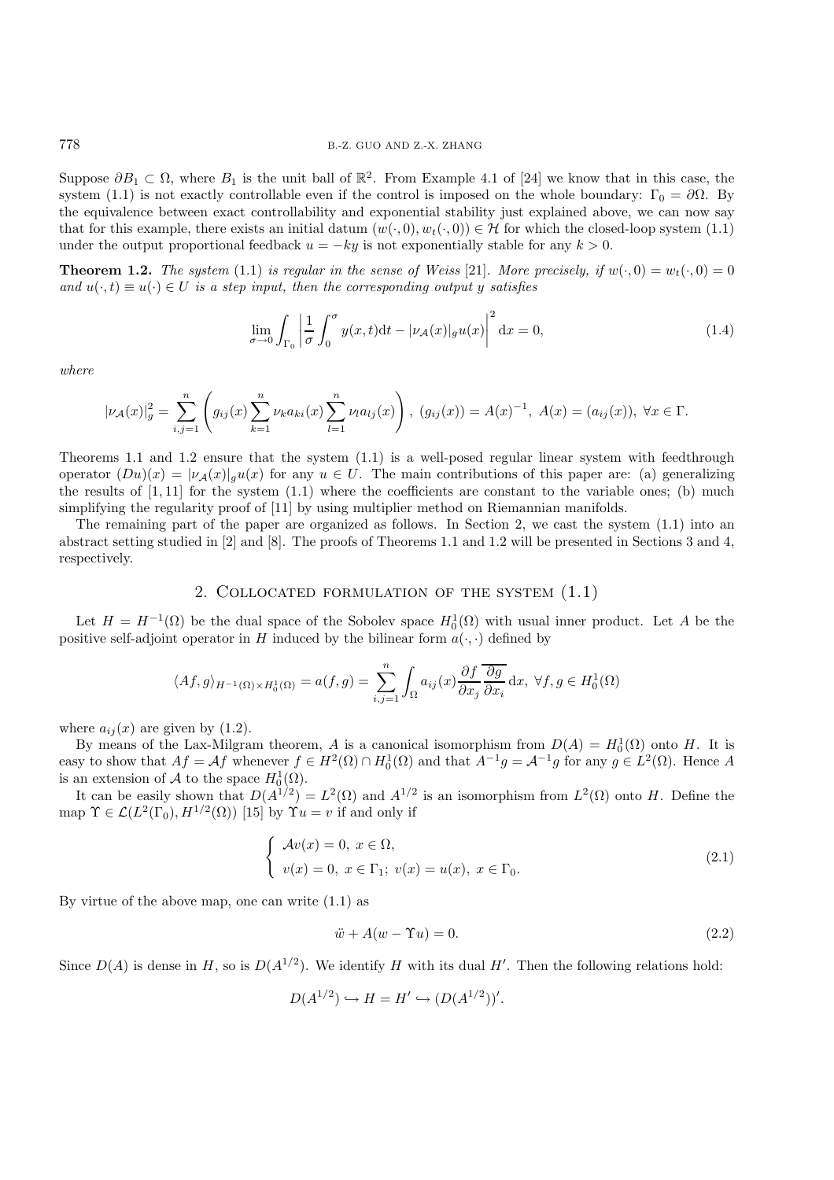Suppose $\partial B_1 \subset \Omega$, where $B_1$ is the unit ball of $\mathbb{R}^2$. From Example 4.1 of [24] we know that in this case, the system (1.1) is not exactly controllable even if the control is imposed on the whole boundary: $\Gamma_0 = \partial\Omega$. By the equivalence between exact controllability and exponential stability just explained above, we can now say that for this example, there exists an initial datum $(w(\cdot,0), w_t(\cdot,0)) \in \mathcal{H}$ for which the closed-loop system (1.1) under the output proportional feedback $u = -ky$ is not exponentially stable for any $k > 0$.

**Theorem 1.2.** *The system* (1.1) *is regular in the sense of Weiss* [21]*. More precisely, if $w(\cdot,0) = w_t(\cdot,0) = 0$ and $u(\cdot,t) \equiv u(\cdot) \in U$ is a step input, then the corresponding output $y$ satisfies*

$$\lim_{\sigma \to 0} \int_{\Gamma_0} \left| \frac{1}{\sigma} \int_0^\sigma y(x,t)\mathrm{d}t - |\nu_{\mathcal{A}}(x)|_g u(x) \right|^2 \mathrm{d}x = 0, \tag{1.4}$$

*where*

$$|\nu_{\mathcal{A}}(x)|_g^2 = \sum_{i,j=1}^n \left( g_{ij}(x) \sum_{k=1}^n \nu_k a_{ki}(x) \sum_{l=1}^n \nu_l a_{lj}(x) \right),\ (g_{ij}(x)) = A(x)^{-1},\ A(x) = (a_{ij}(x)),\ \forall x \in \Gamma.$$

Theorems 1.1 and 1.2 ensure that the system (1.1) is a well-posed regular linear system with feedthrough operator $(Du)(x) = |\nu_{\mathcal{A}}(x)|_g u(x)$ for any $u \in U$. The main contributions of this paper are: (a) generalizing the results of [1, 11] for the system (1.1) where the coefficients are constant to the variable ones; (b) much simplifying the regularity proof of [11] by using multiplier method on Riemannian manifolds.

The remaining part of the paper are organized as follows. In Section 2, we cast the system (1.1) into an abstract setting studied in [2] and [8]. The proofs of Theorems 1.1 and 1.2 will be presented in Sections 3 and 4, respectively.

## 2. Collocated formulation of the system (1.1)

Let $H = H^{-1}(\Omega)$ be the dual space of the Sobolev space $H_0^1(\Omega)$ with usual inner product. Let $A$ be the positive self-adjoint operator in $H$ induced by the bilinear form $a(\cdot,\cdot)$ defined by

$$\langle Af, g \rangle_{H^{-1}(\Omega)\times H_0^1(\Omega)} = a(f,g) = \sum_{i,j=1}^n \int_\Omega a_{ij}(x) \frac{\partial f}{\partial x_j} \overline{\frac{\partial g}{\partial x_i}}\,\mathrm{d}x,\ \forall f,g \in H_0^1(\Omega)$$

where $a_{ij}(x)$ are given by (1.2).

By means of the Lax-Milgram theorem, $A$ is a canonical isomorphism from $D(A) = H_0^1(\Omega)$ onto $H$. It is easy to show that $Af = \mathcal{A}f$ whenever $f \in H^2(\Omega) \cap H_0^1(\Omega)$ and that $A^{-1}g = \mathcal{A}^{-1}g$ for any $g \in L^2(\Omega)$. Hence $A$ is an extension of $\mathcal{A}$ to the space $H_0^1(\Omega)$.

It can be easily shown that $D(A^{1/2}) = L^2(\Omega)$ and $A^{1/2}$ is an isomorphism from $L^2(\Omega)$ onto $H$. Define the map $\Upsilon \in \mathcal{L}(L^2(\Gamma_0), H^{1/2}(\Omega))$ [15] by $\Upsilon u = v$ if and only if

$$\begin{cases} \mathcal{A}v(x) = 0,\ x \in \Omega, \\ v(x) = 0,\ x \in \Gamma_1;\ v(x) = u(x),\ x \in \Gamma_0. \end{cases} \tag{2.1}$$

By virtue of the above map, one can write (1.1) as

$$\ddot{w} + A(w - \Upsilon u) = 0. \tag{2.2}$$

Since $D(A)$ is dense in $H$, so is $D(A^{1/2})$. We identify $H$ with its dual $H'$. Then the following relations hold:

$$D(A^{1/2}) \hookrightarrow H = H' \hookrightarrow (D(A^{1/2}))'.$$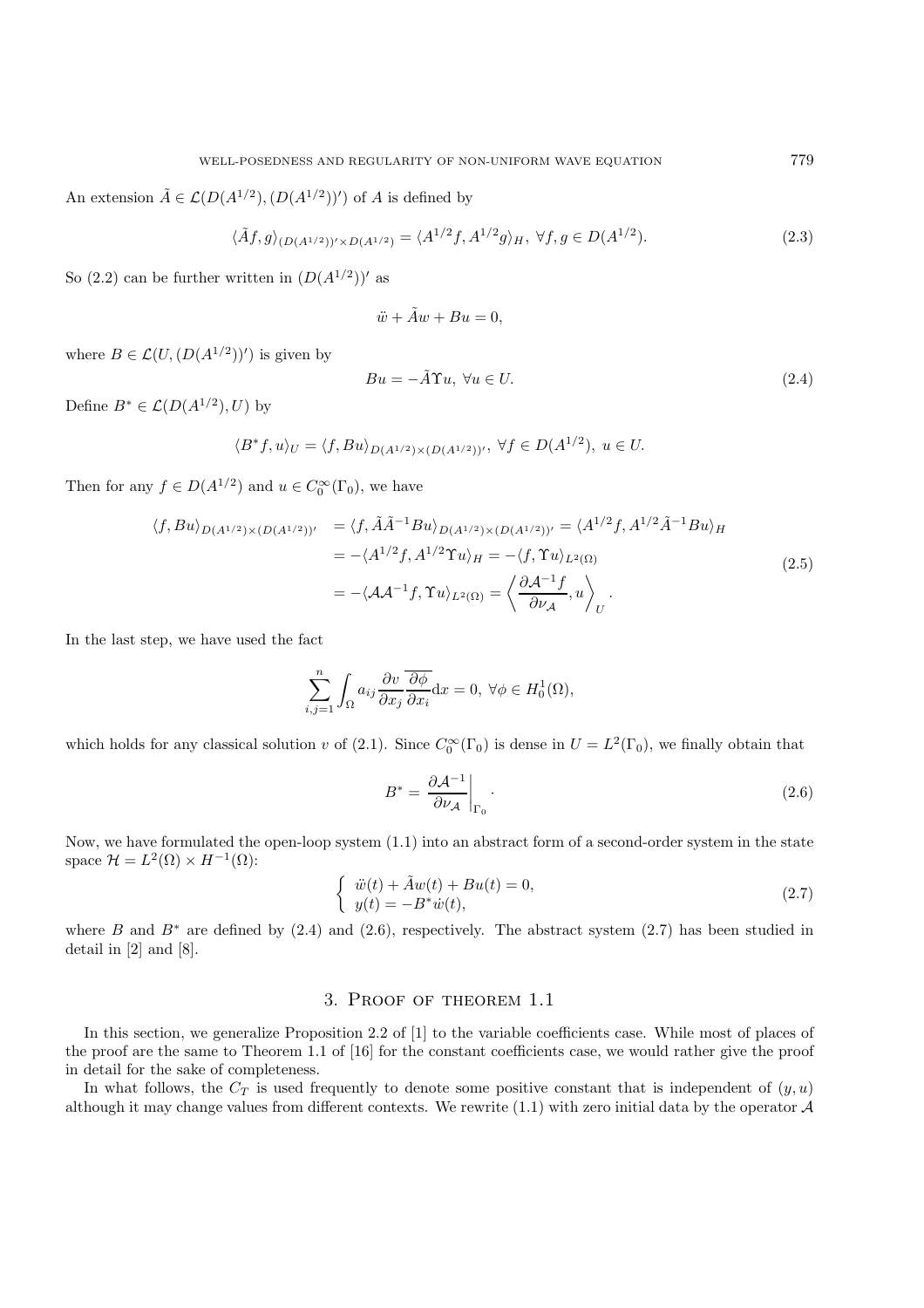An extension $\tilde{A} \in \mathcal{L}(D(A^{1/2}), (D(A^{1/2}))')$ of $A$ is defined by

$$\langle \tilde{A} f, g \rangle_{(D(A^{1/2}))' \times D(A^{1/2})} = \langle A^{1/2} f, A^{1/2} g \rangle_H, \ \forall f, g \in D(A^{1/2}). \tag{2.3}$$

So (2.2) can be further written in $(D(A^{1/2}))'$ as

$$\ddot{w} + \tilde{A} w + Bu = 0,$$

where $B \in \mathcal{L}(U, (D(A^{1/2}))')$ is given by

$$Bu = -\tilde{A} \Upsilon u, \ \forall u \in U. \tag{2.4}$$

Define $B^* \in \mathcal{L}(D(A^{1/2}), U)$ by

$$\langle B^* f, u \rangle_U = \langle f, Bu \rangle_{D(A^{1/2}) \times (D(A^{1/2}))'}, \ \forall f \in D(A^{1/2}), \ u \in U.$$

Then for any $f \in D(A^{1/2})$ and $u \in C_0^\infty(\Gamma_0)$, we have

$$\begin{aligned}
\langle f, Bu \rangle_{D(A^{1/2}) \times (D(A^{1/2}))'} &= \langle f, \tilde{A} \tilde{A}^{-1} Bu \rangle_{D(A^{1/2}) \times (D(A^{1/2}))'} = \langle A^{1/2} f, A^{1/2} \tilde{A}^{-1} Bu \rangle_H \\
&= -\langle A^{1/2} f, A^{1/2} \Upsilon u \rangle_H = -\langle f, \Upsilon u \rangle_{L^2(\Omega)} \\
&= -\langle \mathcal{A} \mathcal{A}^{-1} f, \Upsilon u \rangle_{L^2(\Omega)} = \left\langle \frac{\partial \mathcal{A}^{-1} f}{\partial \nu_{\mathcal{A}}}, u \right\rangle_U.
\end{aligned} \tag{2.5}$$

In the last step, we have used the fact

$$\sum_{i,j=1}^{n} \int_\Omega a_{ij} \frac{\partial v}{\partial x_j} \overline{\frac{\partial \phi}{\partial x_i}} \mathrm{d}x = 0, \ \forall \phi \in H_0^1(\Omega),$$

which holds for any classical solution $v$ of (2.1). Since $C_0^\infty(\Gamma_0)$ is dense in $U = L^2(\Gamma_0)$, we finally obtain that

$$B^* = \left. \frac{\partial \mathcal{A}^{-1}}{\partial \nu_{\mathcal{A}}} \right|_{\Gamma_0}. \tag{2.6}$$

Now, we have formulated the open-loop system (1.1) into an abstract form of a second-order system in the state space $\mathcal{H} = L^2(\Omega) \times H^{-1}(\Omega)$:

$$\begin{cases} \ddot{w}(t) + \tilde{A} w(t) + Bu(t) = 0, \\ y(t) = -B^* \dot{w}(t), \end{cases} \tag{2.7}$$

where $B$ and $B^*$ are defined by (2.4) and (2.6), respectively. The abstract system (2.7) has been studied in detail in [2] and [8].

## 3. Proof of theorem 1.1

In this section, we generalize Proposition 2.2 of [1] to the variable coefficients case. While most of places of the proof are the same to Theorem 1.1 of [16] for the constant coefficients case, we would rather give the proof in detail for the sake of completeness.

In what follows, the $C_T$ is used frequently to denote some positive constant that is independent of $(y, u)$ although it may change values from different contexts. We rewrite (1.1) with zero initial data by the operator $\mathcal{A}$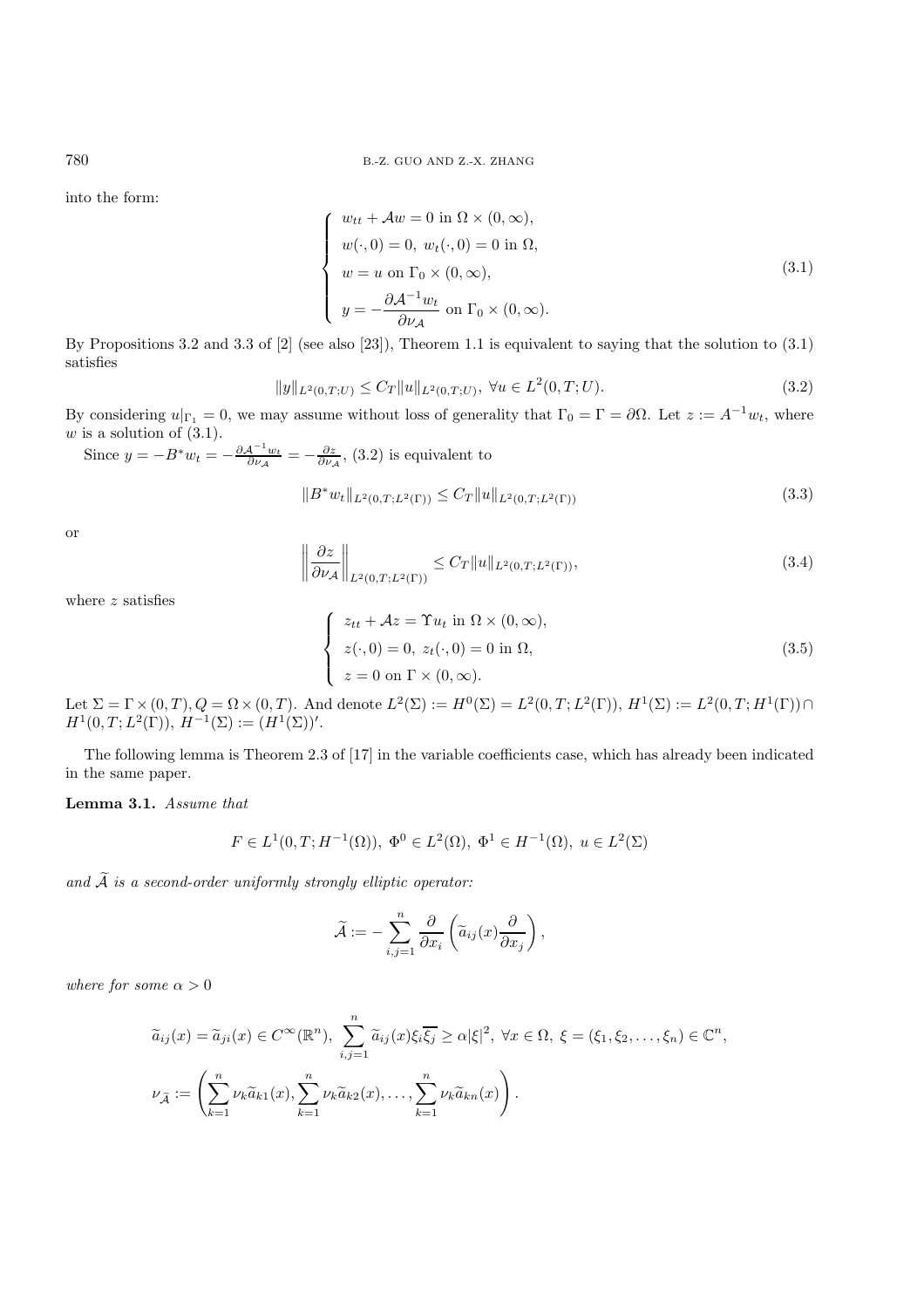into the form:

$$
\begin{cases}
w_{tt} + \mathcal{A}w = 0 \text{ in } \Omega \times (0, \infty), \\
w(\cdot, 0) = 0, \ w_t(\cdot, 0) = 0 \text{ in } \Omega, \\
w = u \text{ on } \Gamma_0 \times (0, \infty), \\
y = -\dfrac{\partial \mathcal{A}^{-1} w_t}{\partial \nu_{\mathcal{A}}} \text{ on } \Gamma_0 \times (0, \infty).
\end{cases}
\tag{3.1}
$$

By Propositions 3.2 and 3.3 of [2] (see also [23]), Theorem 1.1 is equivalent to saying that the solution to (3.1) satisfies

$$
\|y\|_{L^2(0,T;U)} \le C_T \|u\|_{L^2(0,T;U)}, \ \forall u \in L^2(0, T; U). \tag{3.2}
$$

By considering $u|_{\Gamma_1} = 0$, we may assume without loss of generality that $\Gamma_0 = \Gamma = \partial\Omega$. Let $z := A^{-1} w_t$, where $w$ is a solution of (3.1).

Since $y = -B^* w_t = -\frac{\partial \mathcal{A}^{-1} w_t}{\partial \nu_{\mathcal{A}}} = -\frac{\partial z}{\partial \nu_{\mathcal{A}}}$, (3.2) is equivalent to

$$
\|B^* w_t\|_{L^2(0,T;L^2(\Gamma))} \le C_T \|u\|_{L^2(0,T;L^2(\Gamma))} \tag{3.3}
$$

or

$$
\left\| \frac{\partial z}{\partial \nu_{\mathcal{A}}} \right\|_{L^2(0,T;L^2(\Gamma))} \le C_T \|u\|_{L^2(0,T;L^2(\Gamma))}, \tag{3.4}
$$

where $z$ satisfies

$$
\begin{cases}
z_{tt} + \mathcal{A}z = \Upsilon u_t \text{ in } \Omega \times (0, \infty), \\
z(\cdot, 0) = 0, \ z_t(\cdot, 0) = 0 \text{ in } \Omega, \\
z = 0 \text{ on } \Gamma \times (0, \infty).
\end{cases}
\tag{3.5}
$$

Let $\Sigma = \Gamma \times (0, T), Q = \Omega \times (0, T)$. And denote $L^2(\Sigma) := H^0(\Sigma) = L^2(0, T; L^2(\Gamma))$, $H^1(\Sigma) := L^2(0, T; H^1(\Gamma)) \cap H^1(0, T; L^2(\Gamma))$, $H^{-1}(\Sigma) := (H^1(\Sigma))'$.

The following lemma is Theorem 2.3 of [17] in the variable coefficients case, which has already been indicated in the same paper.

**Lemma 3.1.** *Assume that*

$$
F \in L^1(0, T; H^{-1}(\Omega)), \ \Phi^0 \in L^2(\Omega), \ \Phi^1 \in H^{-1}(\Omega), \ u \in L^2(\Sigma)
$$

*and $\widetilde{\mathcal{A}}$ is a second-order uniformly strongly elliptic operator:*

$$
\widetilde{\mathcal{A}} := -\sum_{i,j=1}^{n} \frac{\partial}{\partial x_i} \left( \widetilde{a}_{ij}(x) \frac{\partial}{\partial x_j} \right),
$$

*where for some $\alpha > 0$*

$$
\widetilde{a}_{ij}(x) = \widetilde{a}_{ji}(x) \in C^\infty(\mathbb{R}^n), \ \sum_{i,j=1}^{n} \widetilde{a}_{ij}(x) \xi_i \overline{\xi_j} \ge \alpha |\xi|^2, \ \forall x \in \Omega, \ \xi = (\xi_1, \xi_2, \ldots, \xi_n) \in \mathbb{C}^n,
$$

$$
\nu_{\widetilde{\mathcal{A}}} := \left( \sum_{k=1}^{n} \nu_k \widetilde{a}_{k1}(x), \sum_{k=1}^{n} \nu_k \widetilde{a}_{k2}(x), \ldots, \sum_{k=1}^{n} \nu_k \widetilde{a}_{kn}(x) \right).
$$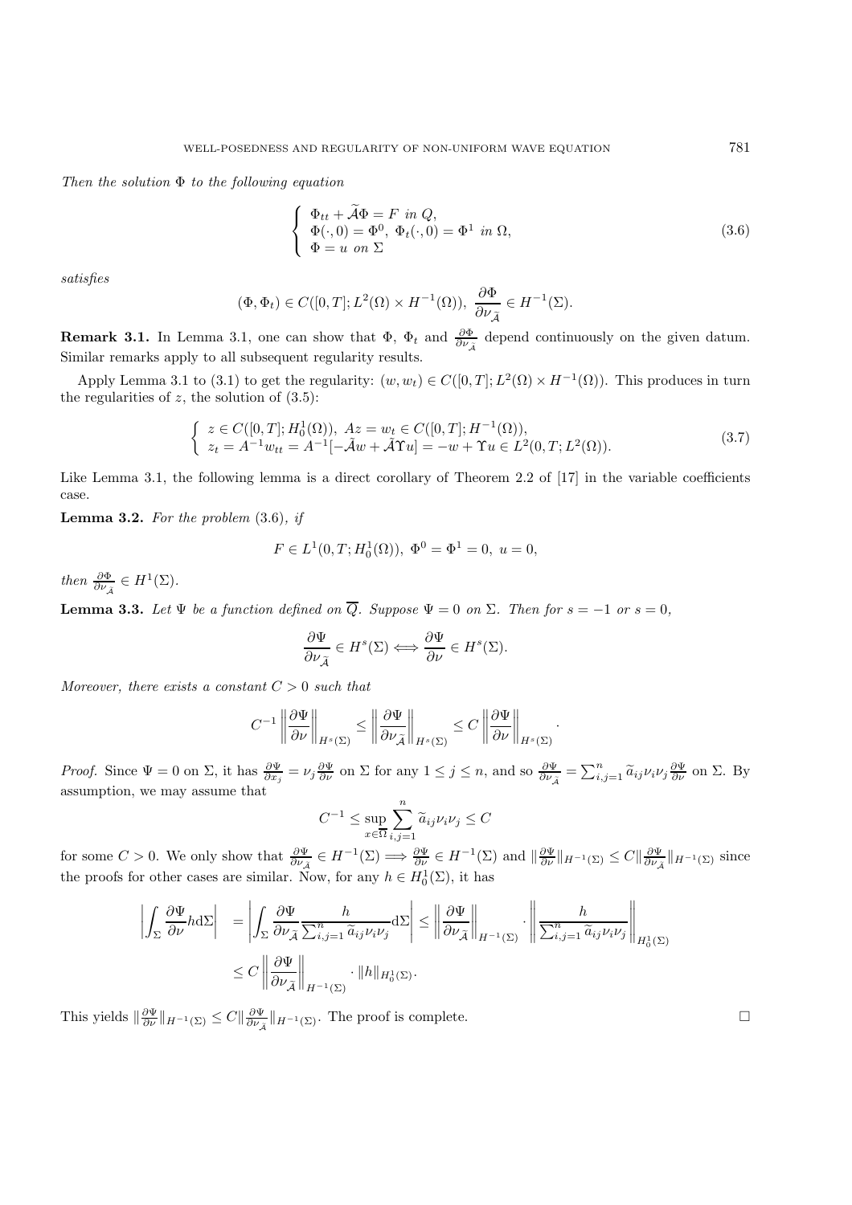*Then the solution* $\Phi$ *to the following equation*

$$
\begin{cases}
\Phi_{tt} + \widetilde{\mathcal{A}}\Phi = F \ \text{in } Q, \\
\Phi(\cdot,0) = \Phi^0,\ \Phi_t(\cdot,0) = \Phi^1 \ \text{in } \Omega, \\
\Phi = u \ \text{on } \Sigma
\end{cases}
\tag{3.6}
$$

*satisfies*

$$
(\Phi, \Phi_t) \in C([0,T]; L^2(\Omega) \times H^{-1}(\Omega)),\ \frac{\partial \Phi}{\partial \nu_{\widetilde{\mathcal{A}}}} \in H^{-1}(\Sigma).
$$

**Remark 3.1.** In Lemma 3.1, one can show that $\Phi$, $\Phi_t$ and $\frac{\partial \Phi}{\partial \nu_{\widetilde{\mathcal{A}}}}$ depend continuously on the given datum. Similar remarks apply to all subsequent regularity results.

Apply Lemma 3.1 to (3.1) to get the regularity: $(w, w_t) \in C([0,T]; L^2(\Omega) \times H^{-1}(\Omega))$. This produces in turn the regularities of $z$, the solution of (3.5):

$$
\begin{cases}
z \in C([0,T]; H_0^1(\Omega)),\ Az = w_t \in C([0,T]; H^{-1}(\Omega)), \\
z_t = A^{-1} w_{tt} = A^{-1}[-\tilde{\mathcal{A}} w + \tilde{\mathcal{A}} \Upsilon u] = -w + \Upsilon u \in L^2(0,T; L^2(\Omega)).
\end{cases}
\tag{3.7}
$$

Like Lemma 3.1, the following lemma is a direct corollary of Theorem 2.2 of [17] in the variable coefficients case.

**Lemma 3.2.** *For the problem* (3.6), *if*

$$
F \in L^1(0,T; H_0^1(\Omega)),\ \Phi^0 = \Phi^1 = 0,\ u = 0,
$$

*then* $\frac{\partial \Phi}{\partial \nu_{\tilde{\mathcal{A}}}} \in H^1(\Sigma)$.

**Lemma 3.3.** *Let* $\Psi$ *be a function defined on* $\overline{Q}$. *Suppose* $\Psi = 0$ *on* $\Sigma$. *Then for* $s = -1$ *or* $s = 0$,

$$
\frac{\partial \Psi}{\partial \nu_{\widetilde{\mathcal{A}}}} \in H^s(\Sigma) \Longleftrightarrow \frac{\partial \Psi}{\partial \nu} \in H^s(\Sigma).
$$

*Moreover, there exists a constant* $C > 0$ *such that*

$$
C^{-1} \left\| \frac{\partial \Psi}{\partial \nu} \right\|_{H^s(\Sigma)} \leq \left\| \frac{\partial \Psi}{\partial \nu_{\widetilde{\mathcal{A}}}} \right\|_{H^s(\Sigma)} \leq C \left\| \frac{\partial \Psi}{\partial \nu} \right\|_{H^s(\Sigma)}.
$$

*Proof.* Since $\Psi = 0$ on $\Sigma$, it has $\frac{\partial \Psi}{\partial x_j} = \nu_j \frac{\partial \Psi}{\partial \nu}$ on $\Sigma$ for any $1 \leq j \leq n$, and so $\frac{\partial \Psi}{\partial \nu_{\tilde{\mathcal{A}}}} = \sum_{i,j=1}^n \widetilde{a}_{ij} \nu_i \nu_j \frac{\partial \Psi}{\partial \nu}$ on $\Sigma$. By assumption, we may assume that

$$
C^{-1} \leq \sup_{x \in \overline{\Omega}} \sum_{i,j=1}^n \widetilde{a}_{ij} \nu_i \nu_j \leq C
$$

for some $C > 0$. We only show that $\frac{\partial \Psi}{\partial \nu_{\tilde{\mathcal{A}}}} \in H^{-1}(\Sigma) \Longrightarrow \frac{\partial \Psi}{\partial \nu} \in H^{-1}(\Sigma)$ and $\|\frac{\partial \Psi}{\partial \nu}\|_{H^{-1}(\Sigma)} \leq C \|\frac{\partial \Psi}{\partial \nu_{\tilde{\mathcal{A}}}}\|_{H^{-1}(\Sigma)}$ since the proofs for other cases are similar. Now, for any $h \in H_0^1(\Sigma)$, it has

$$
\begin{aligned}
\left| \int_\Sigma \frac{\partial \Psi}{\partial \nu} h \mathrm{d}\Sigma \right| &= \left| \int_\Sigma \frac{\partial \Psi}{\partial \nu_{\widetilde{\mathcal{A}}}} \frac{h}{\sum_{i,j=1}^n \widetilde{a}_{ij} \nu_i \nu_j} \mathrm{d}\Sigma \right| \leq \left\| \frac{\partial \Psi}{\partial \nu_{\widetilde{\mathcal{A}}}} \right\|_{H^{-1}(\Sigma)} \cdot \left\| \frac{h}{\sum_{i,j=1}^n \widetilde{a}_{ij} \nu_i \nu_j} \right\|_{H_0^1(\Sigma)} \\
&\leq C \left\| \frac{\partial \Psi}{\partial \nu_{\widetilde{\mathcal{A}}}} \right\|_{H^{-1}(\Sigma)} \cdot \|h\|_{H_0^1(\Sigma)}.
\end{aligned}
$$

This yields $\|\frac{\partial \Psi}{\partial \nu}\|_{H^{-1}(\Sigma)} \leq C \|\frac{\partial \Psi}{\partial \nu_{\tilde{\mathcal{A}}}}\|_{H^{-1}(\Sigma)}$. The proof is complete. □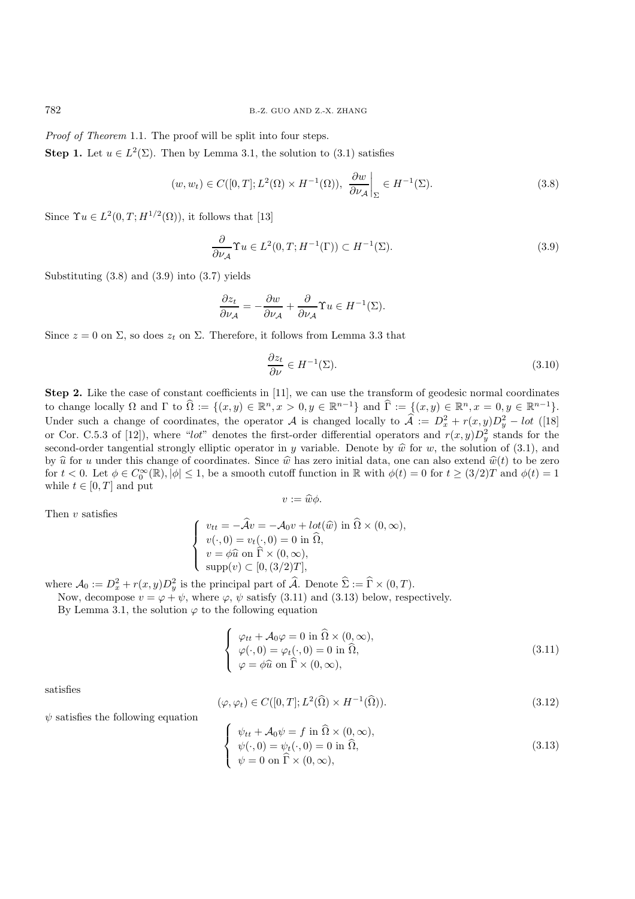*Proof of Theorem* 1.1. The proof will be split into four steps.

**Step 1.** Let $u \in L^2(\Sigma)$. Then by Lemma 3.1, the solution to (3.1) satisfies

$$(w, w_t) \in C([0,T]; L^2(\Omega) \times H^{-1}(\Omega)), \ \left.\frac{\partial w}{\partial \nu_{\mathcal{A}}}\right|_{\Sigma} \in H^{-1}(\Sigma). \tag{3.8}$$

Since $\Upsilon u \in L^2(0,T; H^{1/2}(\Omega))$, it follows that [13]

$$\frac{\partial}{\partial \nu_{\mathcal{A}}} \Upsilon u \in L^2(0,T; H^{-1}(\Gamma)) \subset H^{-1}(\Sigma). \tag{3.9}$$

Substituting (3.8) and (3.9) into (3.7) yields

$$\frac{\partial z_t}{\partial \nu_{\mathcal{A}}} = -\frac{\partial w}{\partial \nu_{\mathcal{A}}} + \frac{\partial}{\partial \nu_{\mathcal{A}}} \Upsilon u \in H^{-1}(\Sigma).$$

Since $z = 0$ on $\Sigma$, so does $z_t$ on $\Sigma$. Therefore, it follows from Lemma 3.3 that

$$\frac{\partial z_t}{\partial \nu} \in H^{-1}(\Sigma). \tag{3.10}$$

**Step 2.** Like the case of constant coefficients in [11], we can use the transform of geodesic normal coordinates to change locally $\Omega$ and $\Gamma$ to $\widehat{\Omega} := \{(x,y) \in \mathbb{R}^n, x > 0, y \in \mathbb{R}^{n-1}\}$ and $\widehat{\Gamma} := \{(x,y) \in \mathbb{R}^n, x = 0, y \in \mathbb{R}^{n-1}\}$. Under such a change of coordinates, the operator $\mathcal{A}$ is changed locally to $\widehat{\mathcal{A}} := D_x^2 + r(x,y)D_y^2 - lot$ ([18] or Cor. C.5.3 of [12]), where "*lot*" denotes the first-order differential operators and $r(x,y)D_y^2$ stands for the second-order tangential strongly elliptic operator in $y$ variable. Denote by $\widehat{w}$ for $w$, the solution of (3.1), and by $\widehat{u}$ for $u$ under this change of coordinates. Since $\widehat{w}$ has zero initial data, one can also extend $\widehat{w}(t)$ to be zero for $t < 0$. Let $\phi \in C_0^\infty(\mathbb{R}), |\phi| \leq 1$, be a smooth cutoff function in $\mathbb{R}$ with $\phi(t) = 0$ for $t \geq (3/2)T$ and $\phi(t) = 1$ while $t \in [0,T]$ and put

$$v := \widehat{w}\phi.$$

Then $v$ satisfies

$$\begin{cases} v_{tt} = -\widehat{\mathcal{A}}v = -\mathcal{A}_0 v + lot(\widehat{w}) \text{ in } \widehat{\Omega} \times (0,\infty), \\ v(\cdot,0) = v_t(\cdot,0) = 0 \text{ in } \widehat{\Omega}, \\ v = \phi\widehat{u} \text{ on } \widehat{\Gamma} \times (0,\infty), \\ \text{supp}(v) \subset [0,(3/2)T], \end{cases}$$

where $\mathcal{A}_0 := D_x^2 + r(x,y)D_y^2$ is the principal part of $\widehat{\mathcal{A}}$. Denote $\widehat{\Sigma} := \widehat{\Gamma} \times (0,T)$.

Now, decompose $v = \varphi + \psi$, where $\varphi$, $\psi$ satisfy (3.11) and (3.13) below, respectively.

By Lemma 3.1, the solution $\varphi$ to the following equation

$$\begin{cases} \varphi_{tt} + \mathcal{A}_0\varphi = 0 \text{ in } \widehat{\Omega} \times (0,\infty), \\ \varphi(\cdot,0) = \varphi_t(\cdot,0) = 0 \text{ in } \widehat{\Omega}, \\ \varphi = \phi\widehat{u} \text{ on } \widehat{\Gamma} \times (0,\infty), \end{cases} \tag{3.11}$$

satisfies

$$(\varphi, \varphi_t) \in C([0,T]; L^2(\widehat{\Omega}) \times H^{-1}(\widehat{\Omega})). \tag{3.12}$$

$\psi$ satisfies the following equation

$$\begin{cases} \psi_{tt} + \mathcal{A}_0\psi = f \text{ in } \widehat{\Omega} \times (0,\infty), \\ \psi(\cdot,0) = \psi_t(\cdot,0) = 0 \text{ in } \widehat{\Omega}, \\ \psi = 0 \text{ on } \widehat{\Gamma} \times (0,\infty), \end{cases} \tag{3.13}$$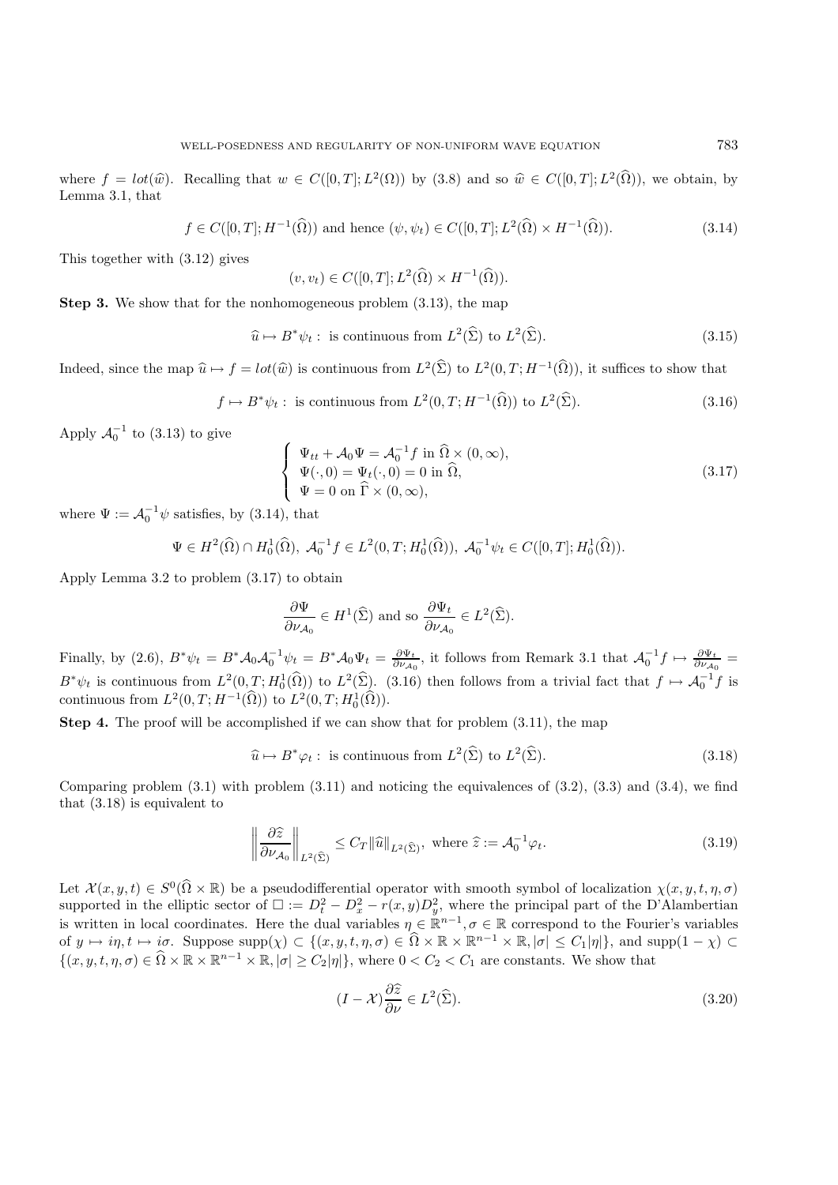where $f = lot(\widehat{w})$. Recalling that $w \in C([0,T]; L^2(\Omega))$ by (3.8) and so $\widehat{w} \in C([0,T]; L^2(\widehat{\Omega}))$, we obtain, by Lemma 3.1, that

$$f \in C([0,T]; H^{-1}(\widehat{\Omega})) \text{ and hence } (\psi, \psi_t) \in C([0,T]; L^2(\widehat{\Omega}) \times H^{-1}(\widehat{\Omega})). \tag{3.14}$$

This together with (3.12) gives

$$(v, v_t) \in C([0,T]; L^2(\widehat{\Omega}) \times H^{-1}(\widehat{\Omega})).$$

**Step 3.** We show that for the nonhomogeneous problem (3.13), the map

$$\widehat{u} \mapsto B^* \psi_t : \text{ is continuous from } L^2(\widehat{\Sigma}) \text{ to } L^2(\widehat{\Sigma}). \tag{3.15}$$

Indeed, since the map $\widehat{u} \mapsto f = lot(\widehat{w})$ is continuous from $L^2(\widehat{\Sigma})$ to $L^2(0,T; H^{-1}(\widehat{\Omega}))$, it suffices to show that

$$f \mapsto B^* \psi_t : \text{ is continuous from } L^2(0,T; H^{-1}(\widehat{\Omega})) \text{ to } L^2(\widehat{\Sigma}). \tag{3.16}$$

Apply $\mathcal{A}_0^{-1}$ to (3.13) to give

$$\begin{cases} \Psi_{tt} + \mathcal{A}_0 \Psi = \mathcal{A}_0^{-1} f \text{ in } \widehat{\Omega} \times (0,\infty), \\ \Psi(\cdot, 0) = \Psi_t(\cdot, 0) = 0 \text{ in } \widehat{\Omega}, \\ \Psi = 0 \text{ on } \widehat{\Gamma} \times (0,\infty), \end{cases} \tag{3.17}$$

where $\Psi := \mathcal{A}_0^{-1} \psi$ satisfies, by (3.14), that

$$\Psi \in H^2(\widehat{\Omega}) \cap H_0^1(\widehat{\Omega}),\ \mathcal{A}_0^{-1} f \in L^2(0,T; H_0^1(\widehat{\Omega})),\ \mathcal{A}_0^{-1} \psi_t \in C([0,T]; H_0^1(\widehat{\Omega})).$$

Apply Lemma 3.2 to problem (3.17) to obtain

$$\frac{\partial \Psi}{\partial \nu_{\mathcal{A}_0}} \in H^1(\widehat{\Sigma}) \text{ and so } \frac{\partial \Psi_t}{\partial \nu_{\mathcal{A}_0}} \in L^2(\widehat{\Sigma}).$$

Finally, by (2.6), $B^* \psi_t = B^* \mathcal{A}_0 \mathcal{A}_0^{-1} \psi_t = B^* \mathcal{A}_0 \Psi_t = \frac{\partial \Psi_t}{\partial \nu_{\mathcal{A}_0}}$, it follows from Remark 3.1 that $\mathcal{A}_0^{-1} f \mapsto \frac{\partial \Psi_t}{\partial \nu_{\mathcal{A}_0}} = B^* \psi_t$ is continuous from $L^2(0,T; H_0^1(\widehat{\Omega}))$ to $L^2(\widehat{\Sigma})$. (3.16) then follows from a trivial fact that $f \mapsto \mathcal{A}_0^{-1} f$ is continuous from $L^2(0,T; H^{-1}(\widehat{\Omega}))$ to $L^2(0,T; H_0^1(\widehat{\Omega}))$.

**Step 4.** The proof will be accomplished if we can show that for problem (3.11), the map

$$\widehat{u} \mapsto B^* \varphi_t : \text{ is continuous from } L^2(\widehat{\Sigma}) \text{ to } L^2(\widehat{\Sigma}). \tag{3.18}$$

Comparing problem (3.1) with problem (3.11) and noticing the equivalences of (3.2), (3.3) and (3.4), we find that (3.18) is equivalent to

$$\left\| \frac{\partial \widehat{z}}{\partial \nu_{\mathcal{A}_0}} \right\|_{L^2(\widehat{\Sigma})} \le C_T \|\widehat{u}\|_{L^2(\widehat{\Sigma})}, \text{ where } \widehat{z} := \mathcal{A}_0^{-1} \varphi_t. \tag{3.19}$$

Let $\mathcal{X}(x,y,t) \in S^0(\widehat{\Omega} \times \mathbb{R})$ be a pseudodifferential operator with smooth symbol of localization $\chi(x,y,t,\eta,\sigma)$ supported in the elliptic sector of $\Box := D_t^2 - D_x^2 - r(x,y) D_y^2$, where the principal part of the D'Alambertian is written in local coordinates. Here the dual variables $\eta \in \mathbb{R}^{n-1}, \sigma \in \mathbb{R}$ correspond to the Fourier's variables of $y \mapsto i\eta, t \mapsto i\sigma$. Suppose $\text{supp}(\chi) \subset \{(x,y,t,\eta,\sigma) \in \widehat{\Omega} \times \mathbb{R} \times \mathbb{R}^{n-1} \times \mathbb{R}, |\sigma| \le C_1 |\eta|\}$, and $\text{supp}(1-\chi) \subset \{(x,y,t,\eta,\sigma) \in \widehat{\Omega} \times \mathbb{R} \times \mathbb{R}^{n-1} \times \mathbb{R}, |\sigma| \ge C_2 |\eta|\}$, where $0 < C_2 < C_1$ are constants. We show that

$$(I - \mathcal{X}) \frac{\partial \widehat{z}}{\partial \nu} \in L^2(\widehat{\Sigma}). \tag{3.20}$$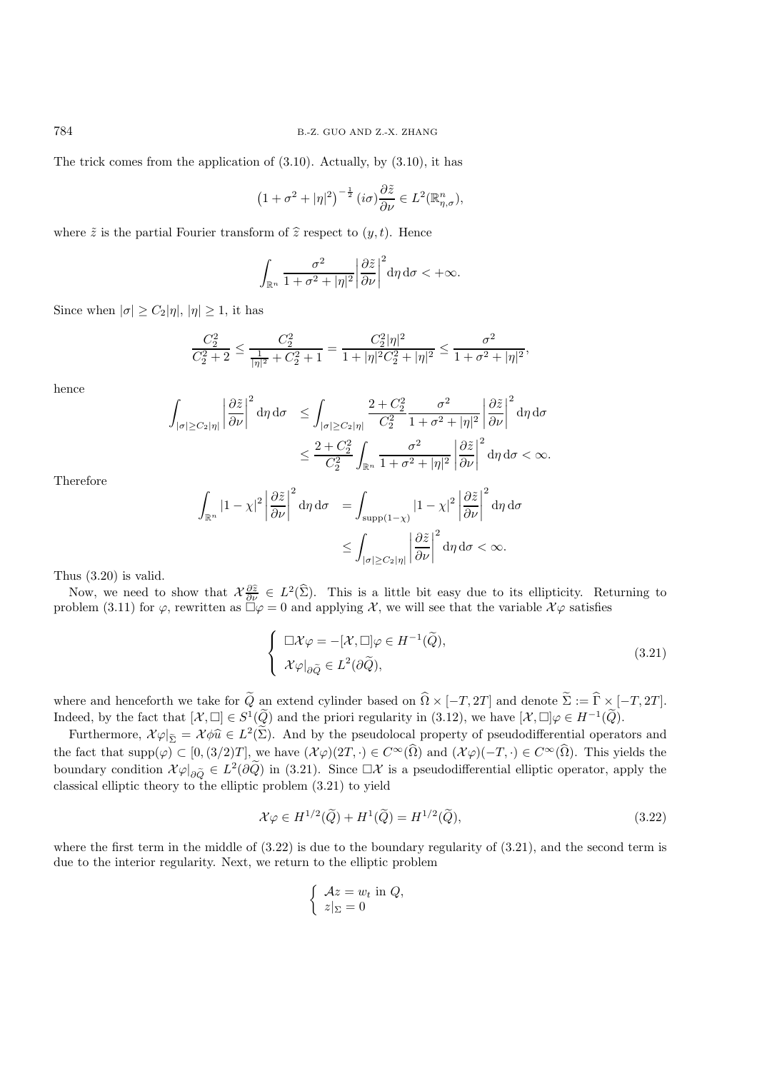The trick comes from the application of (3.10). Actually, by (3.10), it has

$$\left(1+\sigma^2+|\eta|^2\right)^{-\frac{1}{2}}(i\sigma)\frac{\partial \tilde{z}}{\partial \nu} \in L^2(\mathbb{R}^n_{\eta,\sigma}),$$

where $\tilde{z}$ is the partial Fourier transform of $\widehat{z}$ respect to $(y,t)$. Hence

$$\int_{\mathbb{R}^n} \frac{\sigma^2}{1+\sigma^2+|\eta|^2}\left|\frac{\partial \tilde{z}}{\partial \nu}\right|^2 \mathrm{d}\eta\,\mathrm{d}\sigma < +\infty.$$

Since when $|\sigma| \geq C_2|\eta|$, $|\eta| \geq 1$, it has

$$\frac{C_2^2}{C_2^2+2} \leq \frac{C_2^2}{\frac{1}{|\eta|^2}+C_2^2+1} = \frac{C_2^2|\eta|^2}{1+|\eta|^2 C_2^2+|\eta|^2} \leq \frac{\sigma^2}{1+\sigma^2+|\eta|^2},$$

hence

$$\begin{aligned}
\int_{|\sigma|\geq C_2|\eta|}\left|\frac{\partial \tilde{z}}{\partial \nu}\right|^2 \mathrm{d}\eta\,\mathrm{d}\sigma &\leq \int_{|\sigma|\geq C_2|\eta|} \frac{2+C_2^2}{C_2^2}\frac{\sigma^2}{1+\sigma^2+|\eta|^2}\left|\frac{\partial \tilde{z}}{\partial \nu}\right|^2 \mathrm{d}\eta\,\mathrm{d}\sigma \\
&\leq \frac{2+C_2^2}{C_2^2}\int_{\mathbb{R}^n} \frac{\sigma^2}{1+\sigma^2+|\eta|^2}\left|\frac{\partial \tilde{z}}{\partial \nu}\right|^2 \mathrm{d}\eta\,\mathrm{d}\sigma < \infty.
\end{aligned}$$

Therefore

$$\begin{aligned}
\int_{\mathbb{R}^n} |1-\chi|^2\left|\frac{\partial \tilde{z}}{\partial \nu}\right|^2 \mathrm{d}\eta\,\mathrm{d}\sigma &= \int_{\mathrm{supp}(1-\chi)} |1-\chi|^2\left|\frac{\partial \tilde{z}}{\partial \nu}\right|^2 \mathrm{d}\eta\,\mathrm{d}\sigma \\
&\leq \int_{|\sigma|\geq C_2|\eta|}\left|\frac{\partial \tilde{z}}{\partial \nu}\right|^2 \mathrm{d}\eta\,\mathrm{d}\sigma < \infty.
\end{aligned}$$

Thus (3.20) is valid.

Now, we need to show that $\mathcal{X}\frac{\partial \tilde{z}}{\partial \nu} \in L^2(\widehat{\Sigma})$. This is a little bit easy due to its ellipticity. Returning to problem (3.11) for $\varphi$, rewritten as $\Box\varphi = 0$ and applying $\mathcal{X}$, we will see that the variable $\mathcal{X}\varphi$ satisfies

$$\begin{cases} \Box\mathcal{X}\varphi = -[\mathcal{X},\Box]\varphi \in H^{-1}(\widetilde{Q}), \\ \mathcal{X}\varphi|_{\partial\widetilde{Q}} \in L^2(\partial\widetilde{Q}), \end{cases} \tag{3.21}$$

where and henceforth we take for $\widetilde{Q}$ an extend cylinder based on $\widehat{\Omega}\times[-T,2T]$ and denote $\widetilde{\Sigma} := \widehat{\Gamma}\times[-T,2T]$. Indeed, by the fact that $[\mathcal{X},\Box] \in S^1(\widetilde{Q})$ and the priori regularity in (3.12), we have $[\mathcal{X},\Box]\varphi \in H^{-1}(\widetilde{Q})$.

Furthermore, $\mathcal{X}\varphi|_{\widetilde{\Sigma}} = \mathcal{X}\phi\widehat{u} \in L^2(\widetilde{\Sigma})$. And by the pseudolocal property of pseudodifferential operators and the fact that $\mathrm{supp}(\varphi) \subset [0,(3/2)T]$, we have $(\mathcal{X}\varphi)(2T,\cdot) \in C^\infty(\widehat{\Omega})$ and $(\mathcal{X}\varphi)(-T,\cdot) \in C^\infty(\widehat{\Omega})$. This yields the boundary condition $\mathcal{X}\varphi|_{\partial\widetilde{Q}} \in L^2(\partial\widetilde{Q})$ in (3.21). Since $\Box\mathcal{X}$ is a pseudodifferential elliptic operator, apply the classical elliptic theory to the elliptic problem (3.21) to yield

$$\mathcal{X}\varphi \in H^{1/2}(\widetilde{Q}) + H^1(\widetilde{Q}) = H^{1/2}(\widetilde{Q}), \tag{3.22}$$

where the first term in the middle of (3.22) is due to the boundary regularity of (3.21), and the second term is due to the interior regularity. Next, we return to the elliptic problem

$$\begin{cases} \mathcal{A}z = w_t \text{ in } Q, \\ z|_\Sigma = 0 \end{cases}$$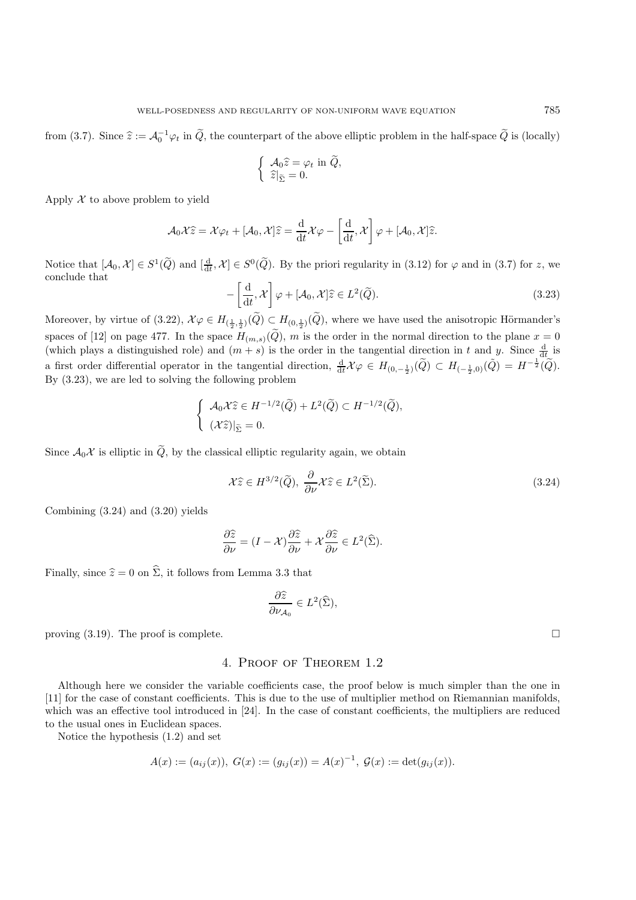from (3.7). Since $\widehat{z} := \mathcal{A}_0^{-1}\varphi_t$ in $\widetilde{Q}$, the counterpart of the above elliptic problem in the half-space $\widetilde{Q}$ is (locally)

$$\begin{cases} \mathcal{A}_0\widehat{z} = \varphi_t \text{ in } \widetilde{Q}, \\ \widehat{z}|_{\widetilde{\Sigma}} = 0. \end{cases}$$

Apply $\mathcal{X}$ to above problem to yield

$$\mathcal{A}_0\mathcal{X}\widehat{z} = \mathcal{X}\varphi_t + [\mathcal{A}_0, \mathcal{X}]\widehat{z} = \frac{\mathrm{d}}{\mathrm{d}t}\mathcal{X}\varphi - \left[\frac{\mathrm{d}}{\mathrm{d}t}, \mathcal{X}\right]\varphi + [\mathcal{A}_0, \mathcal{X}]\widehat{z}.$$

Notice that $[\mathcal{A}_0, \mathcal{X}] \in S^1(\widetilde{Q})$ and $[\frac{\mathrm{d}}{\mathrm{d}t}, \mathcal{X}] \in S^0(\widetilde{Q})$. By the priori regularity in (3.12) for $\varphi$ and in (3.7) for $z$, we conclude that

$$-\left[\frac{\mathrm{d}}{\mathrm{d}t}, \mathcal{X}\right]\varphi + [\mathcal{A}_0, \mathcal{X}]\widehat{z} \in L^2(\widetilde{Q}). \tag{3.23}$$

Moreover, by virtue of (3.22), $\mathcal{X}\varphi \in H_{(\frac{1}{2},\frac{1}{2})}(\widetilde{Q}) \subset H_{(0,\frac{1}{2})}(\widetilde{Q})$, where we have used the anisotropic Hörmander's spaces of [12] on page 477. In the space $H_{(m,s)}(\widetilde{Q})$, $m$ is the order in the normal direction to the plane $x = 0$ (which plays a distinguished role) and $(m + s)$ is the order in the tangential direction in $t$ and $y$. Since $\frac{\mathrm{d}}{\mathrm{d}t}$ is a first order differential operator in the tangential direction, $\frac{\mathrm{d}}{\mathrm{d}t}\mathcal{X}\varphi \in H_{(0,-\frac{1}{2})}(\widetilde{Q}) \subset H_{(-\frac{1}{2},0)}(\tilde{Q}) = H^{-\frac{1}{2}}(\widetilde{Q})$. By (3.23), we are led to solving the following problem

$$\begin{cases} \mathcal{A}_0\mathcal{X}\widehat{z} \in H^{-1/2}(\widetilde{Q}) + L^2(\widetilde{Q}) \subset H^{-1/2}(\widetilde{Q}), \\ (\mathcal{X}\widehat{z})|_{\widetilde{\Sigma}} = 0. \end{cases}$$

Since $\mathcal{A}_0\mathcal{X}$ is elliptic in $\widetilde{Q}$, by the classical elliptic regularity again, we obtain

$$\mathcal{X}\widehat{z} \in H^{3/2}(\widetilde{Q}),\ \frac{\partial}{\partial\nu}\mathcal{X}\widehat{z} \in L^2(\widetilde{\Sigma}). \tag{3.24}$$

Combining (3.24) and (3.20) yields

$$\frac{\partial\widehat{z}}{\partial\nu} = (I - \mathcal{X})\frac{\partial\widehat{z}}{\partial\nu} + \mathcal{X}\frac{\partial\widehat{z}}{\partial\nu} \in L^2(\widehat{\Sigma}).$$

Finally, since $\widehat{z} = 0$ on $\widehat{\Sigma}$, it follows from Lemma 3.3 that

$$\frac{\partial\widehat{z}}{\partial\nu_{\mathcal{A}_0}} \in L^2(\widehat{\Sigma}),$$

proving (3.19). The proof is complete. □

## 4. Proof of Theorem 1.2

Although here we consider the variable coefficients case, the proof below is much simpler than the one in [11] for the case of constant coefficients. This is due to the use of multiplier method on Riemannian manifolds, which was an effective tool introduced in [24]. In the case of constant coefficients, the multipliers are reduced to the usual ones in Euclidean spaces.

Notice the hypothesis (1.2) and set

$$A(x) := (a_{ij}(x)),\ G(x) := (g_{ij}(x)) = A(x)^{-1},\ \mathcal{G}(x) := \det(g_{ij}(x)).$$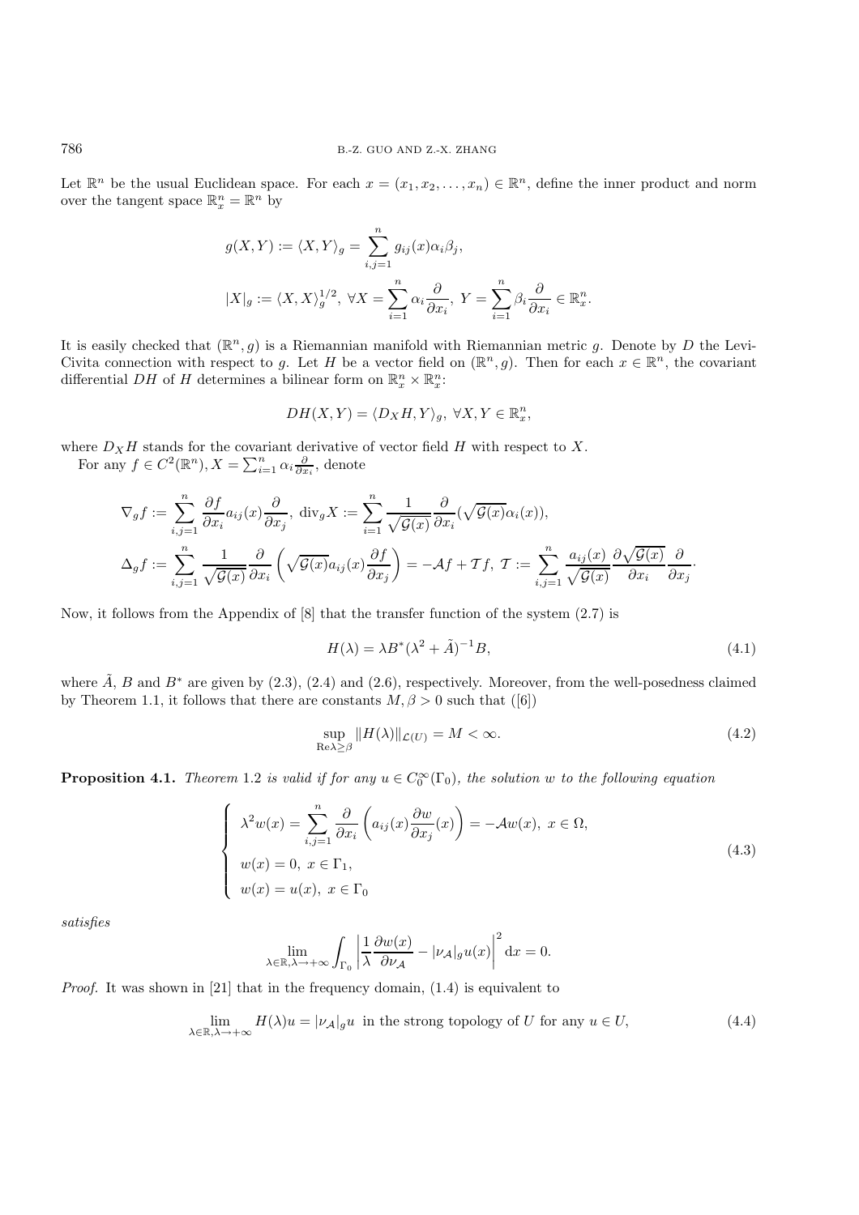Let $\mathbb{R}^n$ be the usual Euclidean space. For each $x = (x_1, x_2, \dots, x_n) \in \mathbb{R}^n$, define the inner product and norm over the tangent space $\mathbb{R}^n_x = \mathbb{R}^n$ by

$$g(X,Y) := \langle X, Y\rangle_g = \sum_{i,j=1}^{n} g_{ij}(x)\alpha_i\beta_j,$$

$$|X|_g := \langle X, X\rangle_g^{1/2},\ \forall X = \sum_{i=1}^{n} \alpha_i \frac{\partial}{\partial x_i},\ Y = \sum_{i=1}^{n} \beta_i \frac{\partial}{\partial x_i} \in \mathbb{R}^n_x.$$

It is easily checked that $(\mathbb{R}^n, g)$ is a Riemannian manifold with Riemannian metric $g$. Denote by $D$ the Levi-Civita connection with respect to $g$. Let $H$ be a vector field on $(\mathbb{R}^n, g)$. Then for each $x \in \mathbb{R}^n$, the covariant differential $DH$ of $H$ determines a bilinear form on $\mathbb{R}^n_x \times \mathbb{R}^n_x$:

$$DH(X,Y) = \langle D_X H, Y\rangle_g,\ \forall X, Y \in \mathbb{R}^n_x,$$

where $D_X H$ stands for the covariant derivative of vector field $H$ with respect to $X$.

For any $f \in C^2(\mathbb{R}^n)$, $X = \sum_{i=1}^{n} \alpha_i \frac{\partial}{\partial x_i}$, denote

$$\nabla_g f := \sum_{i,j=1}^{n} \frac{\partial f}{\partial x_i} a_{ij}(x) \frac{\partial}{\partial x_j},\ \mathrm{div}_g X := \sum_{i=1}^{n} \frac{1}{\sqrt{\mathcal{G}(x)}} \frac{\partial}{\partial x_i}(\sqrt{\mathcal{G}(x)}\alpha_i(x)),$$

$$\Delta_g f := \sum_{i,j=1}^{n} \frac{1}{\sqrt{\mathcal{G}(x)}} \frac{\partial}{\partial x_i}\left(\sqrt{\mathcal{G}(x)} a_{ij}(x) \frac{\partial f}{\partial x_j}\right) = -\mathcal{A}f + \mathcal{T}f,\ \mathcal{T} := \sum_{i,j=1}^{n} \frac{a_{ij}(x)}{\sqrt{\mathcal{G}(x)}} \frac{\partial \sqrt{\mathcal{G}(x)}}{\partial x_i} \frac{\partial}{\partial x_j}.$$

Now, it follows from the Appendix of [8] that the transfer function of the system (2.7) is

$$H(\lambda) = \lambda B^*(\lambda^2 + \tilde{A})^{-1} B, \tag{4.1}$$

where $\tilde{A}$, $B$ and $B^*$ are given by (2.3), (2.4) and (2.6), respectively. Moreover, from the well-posedness claimed by Theorem 1.1, it follows that there are constants $M, \beta > 0$ such that ([6])

$$\sup_{\mathrm{Re}\lambda \geq \beta} \|H(\lambda)\|_{\mathcal{L}(U)} = M < \infty. \tag{4.2}$$

**Proposition 4.1.** *Theorem* 1.2 *is valid if for any $u \in C_0^\infty(\Gamma_0)$, the solution $w$ to the following equation*

$$\begin{cases} \lambda^2 w(x) = \displaystyle\sum_{i,j=1}^{n} \frac{\partial}{\partial x_i}\left(a_{ij}(x)\frac{\partial w}{\partial x_j}(x)\right) = -\mathcal{A}w(x),\ x \in \Omega, \\ w(x) = 0,\ x \in \Gamma_1, \\ w(x) = u(x),\ x \in \Gamma_0 \end{cases} \tag{4.3}$$

*satisfies*

$$\lim_{\lambda \in \mathbb{R}, \lambda \to +\infty} \int_{\Gamma_0} \left| \frac{1}{\lambda} \frac{\partial w(x)}{\partial \nu_{\mathcal{A}}} - |\nu_{\mathcal{A}}|_g u(x) \right|^2 \mathrm{d}x = 0.$$

*Proof.* It was shown in [21] that in the frequency domain, (1.4) is equivalent to

$$\lim_{\lambda \in \mathbb{R}, \lambda \to +\infty} H(\lambda)u = |\nu_{\mathcal{A}}|_g u \ \text{ in the strong topology of } U \text{ for any } u \in U, \tag{4.4}$$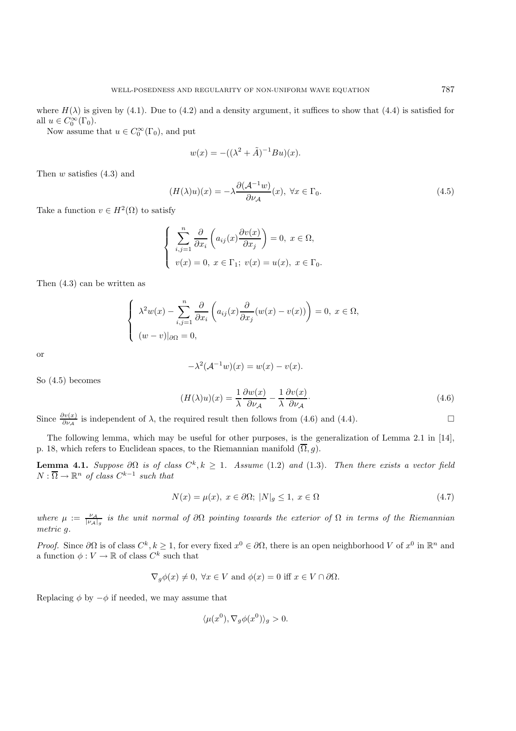where $H(\lambda)$ is given by (4.1). Due to (4.2) and a density argument, it suffices to show that (4.4) is satisfied for all $u \in C_0^\infty(\Gamma_0)$.

Now assume that $u \in C_0^\infty(\Gamma_0)$, and put

$$w(x) = -((\lambda^2 + \tilde{A})^{-1} Bu)(x).$$

Then $w$ satisfies (4.3) and

$$(H(\lambda)u)(x) = -\lambda \frac{\partial(\mathcal{A}^{-1}w)}{\partial \nu_{\mathcal{A}}}(x), \ \forall x \in \Gamma_0. \tag{4.5}$$

Take a function $v \in H^2(\Omega)$ to satisfy

$$\begin{cases} \displaystyle\sum_{i,j=1}^{n} \frac{\partial}{\partial x_i}\left(a_{ij}(x)\frac{\partial v(x)}{\partial x_j}\right) = 0, \ x \in \Omega, \\ v(x) = 0, \ x \in \Gamma_1; \ v(x) = u(x), \ x \in \Gamma_0. \end{cases}$$

Then (4.3) can be written as

$$\begin{cases} \displaystyle\lambda^2 w(x) - \sum_{i,j=1}^{n} \frac{\partial}{\partial x_i}\left(a_{ij}(x)\frac{\partial}{\partial x_j}(w(x) - v(x))\right) = 0, \ x \in \Omega, \\ (w - v)|_{\partial\Omega} = 0, \end{cases}$$

or

$$-\lambda^2(\mathcal{A}^{-1}w)(x) = w(x) - v(x).$$

So (4.5) becomes

$$(H(\lambda)u)(x) = \frac{1}{\lambda}\frac{\partial w(x)}{\partial \nu_{\mathcal{A}}} - \frac{1}{\lambda}\frac{\partial v(x)}{\partial \nu_{\mathcal{A}}}. \tag{4.6}$$

Since $\frac{\partial v(x)}{\partial \nu_{\mathcal{A}}}$ is independent of $\lambda$, the required result then follows from (4.6) and (4.4). □

The following lemma, which may be useful for other purposes, is the generalization of Lemma 2.1 in [14], p. 18, which refers to Euclidean spaces, to the Riemannian manifold $(\overline{\Omega}, g)$.

**Lemma 4.1.** *Suppose $\partial\Omega$ is of class $C^k, k \geq 1$. Assume (1.2) and (1.3). Then there exists a vector field $N : \overline{\Omega} \to \mathbb{R}^n$ of class $C^{k-1}$ such that*

$$N(x) = \mu(x), \ x \in \partial\Omega; \ |N|_g \leq 1, \ x \in \Omega \tag{4.7}$$

*where $\mu := \frac{\nu_{\mathcal{A}}}{|\nu_{\mathcal{A}}|_g}$ is the unit normal of $\partial\Omega$ pointing towards the exterior of $\Omega$ in terms of the Riemannian metric $g$.*

*Proof.* Since $\partial\Omega$ is of class $C^k, k \geq 1$, for every fixed $x^0 \in \partial\Omega$, there is an open neighborhood $V$ of $x^0$ in $\mathbb{R}^n$ and a function $\phi : V \to \mathbb{R}$ of class $C^k$ such that

$$\nabla_g \phi(x) \neq 0, \ \forall x \in V \text{ and } \phi(x) = 0 \text{ iff } x \in V \cap \partial\Omega.$$

Replacing $\phi$ by $-\phi$ if needed, we may assume that

$$\langle \mu(x^0), \nabla_g \phi(x^0) \rangle_g > 0.$$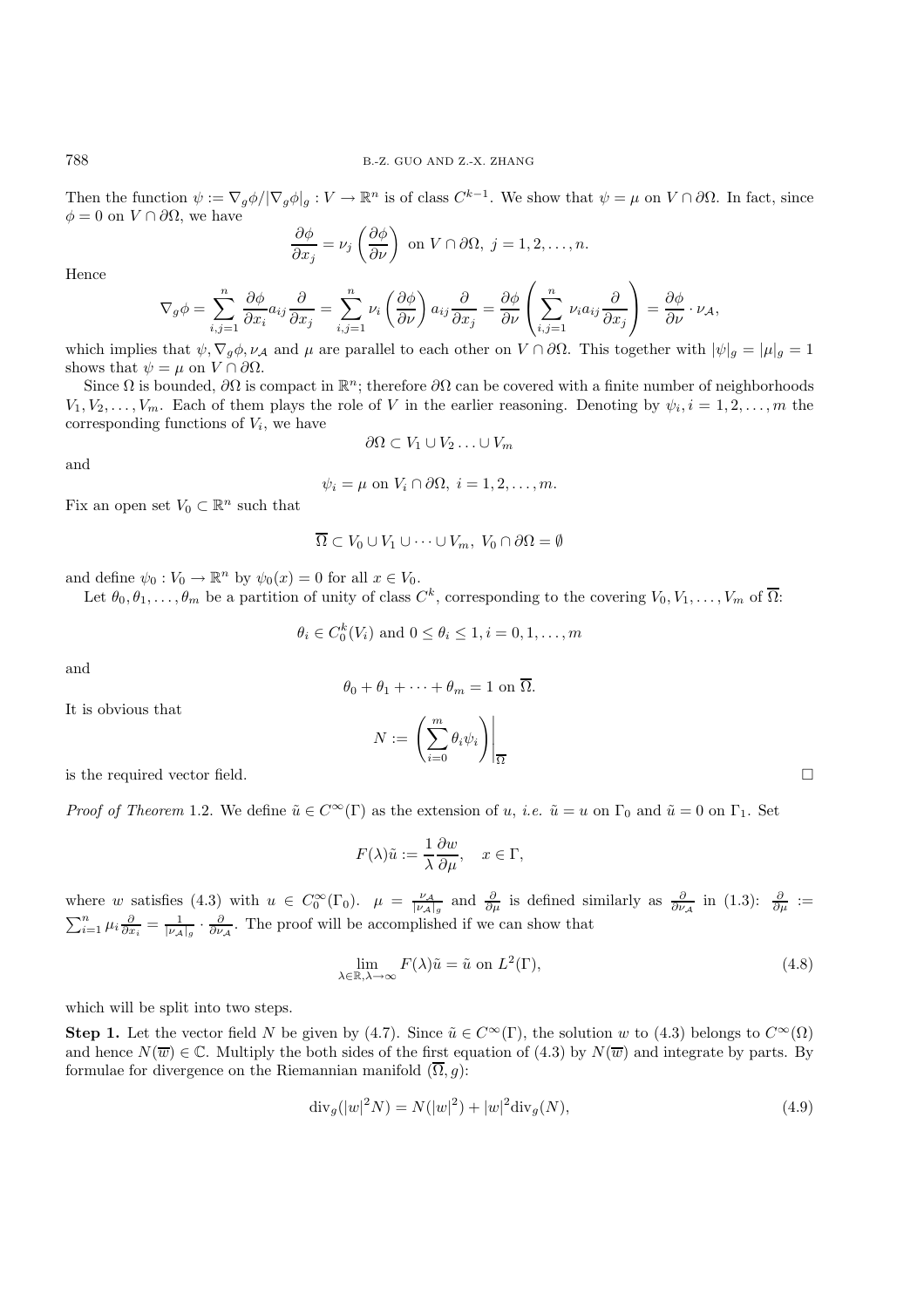Then the function $\psi := \nabla_g \phi / |\nabla_g \phi|_g : V \to \mathbb{R}^n$ is of class $C^{k-1}$. We show that $\psi = \mu$ on $V \cap \partial\Omega$. In fact, since $\phi = 0$ on $V \cap \partial\Omega$, we have

$$\frac{\partial \phi}{\partial x_j} = \nu_j \left( \frac{\partial \phi}{\partial \nu} \right) \text{ on } V \cap \partial\Omega,\ j = 1, 2, \ldots, n.$$

Hence

$$\nabla_g \phi = \sum_{i,j=1}^{n} \frac{\partial \phi}{\partial x_i} a_{ij} \frac{\partial}{\partial x_j} = \sum_{i,j=1}^{n} \nu_i \left( \frac{\partial \phi}{\partial \nu} \right) a_{ij} \frac{\partial}{\partial x_j} = \frac{\partial \phi}{\partial \nu} \left( \sum_{i,j=1}^{n} \nu_i a_{ij} \frac{\partial}{\partial x_j} \right) = \frac{\partial \phi}{\partial \nu} \cdot \nu_{\mathcal{A}},$$

which implies that $\psi, \nabla_g \phi, \nu_{\mathcal{A}}$ and $\mu$ are parallel to each other on $V \cap \partial\Omega$. This together with $|\psi|_g = |\mu|_g = 1$ shows that $\psi = \mu$ on $V \cap \partial\Omega$.

Since $\Omega$ is bounded, $\partial\Omega$ is compact in $\mathbb{R}^n$; therefore $\partial\Omega$ can be covered with a finite number of neighborhoods $V_1, V_2, \ldots, V_m$. Each of them plays the role of $V$ in the earlier reasoning. Denoting by $\psi_i, i = 1, 2, \ldots, m$ the corresponding functions of $V_i$, we have

$$\partial\Omega \subset V_1 \cup V_2 \ldots \cup V_m$$

and

$$\psi_i = \mu \text{ on } V_i \cap \partial\Omega,\ i = 1, 2, \ldots, m.$$

Fix an open set $V_0 \subset \mathbb{R}^n$ such that

$$\overline{\Omega} \subset V_0 \cup V_1 \cup \cdots \cup V_m,\ V_0 \cap \partial\Omega = \emptyset$$

and define $\psi_0 : V_0 \to \mathbb{R}^n$ by $\psi_0(x) = 0$ for all $x \in V_0$.

Let $\theta_0, \theta_1, \ldots, \theta_m$ be a partition of unity of class $C^k$, corresponding to the covering $V_0, V_1, \ldots, V_m$ of $\overline{\Omega}$:

$$\theta_i \in C_0^k(V_i) \text{ and } 0 \leq \theta_i \leq 1, i = 0, 1, \ldots, m$$

and

$$\theta_0 + \theta_1 + \cdots + \theta_m = 1 \text{ on } \overline{\Omega}.$$

It is obvious that

$$N := \left( \sum_{i=0}^{m} \theta_i \psi_i \right) \Bigg|_{\overline{\Omega}}$$

is the required vector field. □

*Proof of Theorem* 1.2. We define $\tilde{u} \in C^\infty(\Gamma)$ as the extension of $u$, *i.e.* $\tilde{u} = u$ on $\Gamma_0$ and $\tilde{u} = 0$ on $\Gamma_1$. Set

$$F(\lambda)\tilde{u} := \frac{1}{\lambda} \frac{\partial w}{\partial \mu}, \quad x \in \Gamma,$$

where $w$ satisfies (4.3) with $u \in C_0^\infty(\Gamma_0)$. $\mu = \frac{\nu_{\mathcal{A}}}{|\nu_{\mathcal{A}}|_g}$ and $\frac{\partial}{\partial \mu}$ is defined similarly as $\frac{\partial}{\partial \nu_{\mathcal{A}}}$ in (1.3): $\frac{\partial}{\partial \mu} := \sum_{i=1}^n \mu_i \frac{\partial}{\partial x_i} = \frac{1}{|\nu_{\mathcal{A}}|_g} \cdot \frac{\partial}{\partial \nu_{\mathcal{A}}}$. The proof will be accomplished if we can show that

$$\lim_{\lambda \in \mathbb{R}, \lambda \to \infty} F(\lambda)\tilde{u} = \tilde{u} \text{ on } L^2(\Gamma), \tag{4.8}$$

which will be split into two steps.

**Step 1.** Let the vector field $N$ be given by (4.7). Since $\tilde{u} \in C^\infty(\Gamma)$, the solution $w$ to (4.3) belongs to $C^\infty(\Omega)$ and hence $N(\overline{w}) \in \mathbb{C}$. Multiply the both sides of the first equation of (4.3) by $N(\overline{w})$ and integrate by parts. By formulae for divergence on the Riemannian manifold $(\overline{\Omega}, g)$:

$$\text{div}_g(|w|^2 N) = N(|w|^2) + |w|^2 \text{div}_g(N), \tag{4.9}$$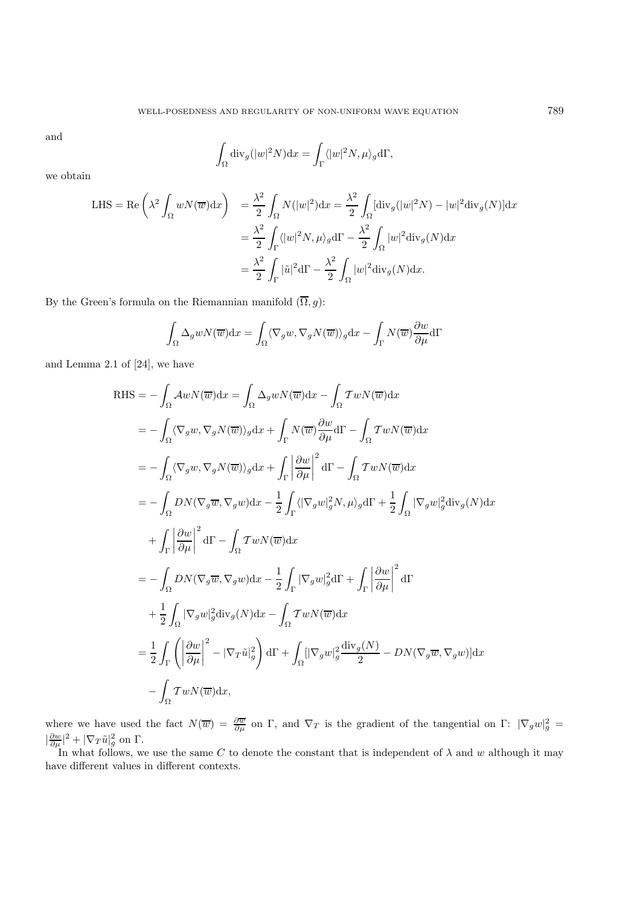and

$$\int_{\Omega} \operatorname{div}_g(|w|^2 N)\mathrm{d}x = \int_{\Gamma} \langle |w|^2 N, \mu\rangle_g \mathrm{d}\Gamma,$$

we obtain

$$\begin{aligned}
\text{LHS} = \operatorname{Re}\left(\lambda^2 \int_{\Omega} wN(\overline{w})\mathrm{d}x\right) &= \frac{\lambda^2}{2}\int_{\Omega} N(|w|^2)\mathrm{d}x = \frac{\lambda^2}{2}\int_{\Omega}[\operatorname{div}_g(|w|^2 N) - |w|^2 \operatorname{div}_g(N)]\mathrm{d}x \\
&= \frac{\lambda^2}{2}\int_{\Gamma}\langle |w|^2 N, \mu\rangle_g \mathrm{d}\Gamma - \frac{\lambda^2}{2}\int_{\Omega}|w|^2 \operatorname{div}_g(N)\mathrm{d}x \\
&= \frac{\lambda^2}{2}\int_{\Gamma}|\tilde{u}|^2 \mathrm{d}\Gamma - \frac{\lambda^2}{2}\int_{\Omega}|w|^2 \operatorname{div}_g(N)\mathrm{d}x.
\end{aligned}$$

By the Green's formula on the Riemannian manifold $(\overline{\Omega}, g)$:

$$\int_{\Omega} \Delta_g w N(\overline{w})\mathrm{d}x = \int_{\Omega}\langle \nabla_g w, \nabla_g N(\overline{w})\rangle_g \mathrm{d}x - \int_{\Gamma} N(\overline{w})\frac{\partial w}{\partial \mu}\mathrm{d}\Gamma$$

and Lemma 2.1 of [24], we have

$$\begin{aligned}
\text{RHS} &= -\int_{\Omega}\mathcal{A}wN(\overline{w})\mathrm{d}x = \int_{\Omega}\Delta_g w N(\overline{w})\mathrm{d}x - \int_{\Omega}\mathcal{T}wN(\overline{w})\mathrm{d}x \\
&= -\int_{\Omega}\langle \nabla_g w, \nabla_g N(\overline{w})\rangle_g \mathrm{d}x + \int_{\Gamma}N(\overline{w})\frac{\partial w}{\partial \mu}\mathrm{d}\Gamma - \int_{\Omega}\mathcal{T}wN(\overline{w})\mathrm{d}x \\
&= -\int_{\Omega}\langle \nabla_g w, \nabla_g N(\overline{w})\rangle_g \mathrm{d}x + \int_{\Gamma}\left|\frac{\partial w}{\partial \mu}\right|^2 \mathrm{d}\Gamma - \int_{\Omega}\mathcal{T}wN(\overline{w})\mathrm{d}x \\
&= -\int_{\Omega}DN(\nabla_g \overline{w}, \nabla_g w)\mathrm{d}x - \frac{1}{2}\int_{\Gamma}\langle |\nabla_g w|_g^2 N, \mu\rangle_g \mathrm{d}\Gamma + \frac{1}{2}\int_{\Omega}|\nabla_g w|_g^2 \operatorname{div}_g(N)\mathrm{d}x \\
&\quad + \int_{\Gamma}\left|\frac{\partial w}{\partial \mu}\right|^2 \mathrm{d}\Gamma - \int_{\Omega}\mathcal{T}wN(\overline{w})\mathrm{d}x \\
&= -\int_{\Omega}DN(\nabla_g \overline{w}, \nabla_g w)\mathrm{d}x - \frac{1}{2}\int_{\Gamma}|\nabla_g w|_g^2 \mathrm{d}\Gamma + \int_{\Gamma}\left|\frac{\partial w}{\partial \mu}\right|^2 \mathrm{d}\Gamma \\
&\quad + \frac{1}{2}\int_{\Omega}|\nabla_g w|_g^2 \operatorname{div}_g(N)\mathrm{d}x - \int_{\Omega}\mathcal{T}wN(\overline{w})\mathrm{d}x \\
&= \frac{1}{2}\int_{\Gamma}\left(\left|\frac{\partial w}{\partial \mu}\right|^2 - |\nabla_T \tilde{u}|_g^2\right)\mathrm{d}\Gamma + \int_{\Omega}\left[|\nabla_g w|_g^2 \frac{\operatorname{div}_g(N)}{2} - DN(\nabla_g \overline{w}, \nabla_g w)\right]\mathrm{d}x \\
&\quad - \int_{\Omega}\mathcal{T}wN(\overline{w})\mathrm{d}x,
\end{aligned}$$

where we have used the fact $N(\overline{w}) = \frac{\partial \overline{w}}{\partial \mu}$ on $\Gamma$, and $\nabla_T$ is the gradient of the tangential on $\Gamma$: $|\nabla_g w|_g^2 = |\frac{\partial w}{\partial \mu}|^2 + |\nabla_T \tilde{u}|_g^2$ on $\Gamma$.

In what follows, we use the same $C$ to denote the constant that is independent of $\lambda$ and $w$ although it may have different values in different contexts.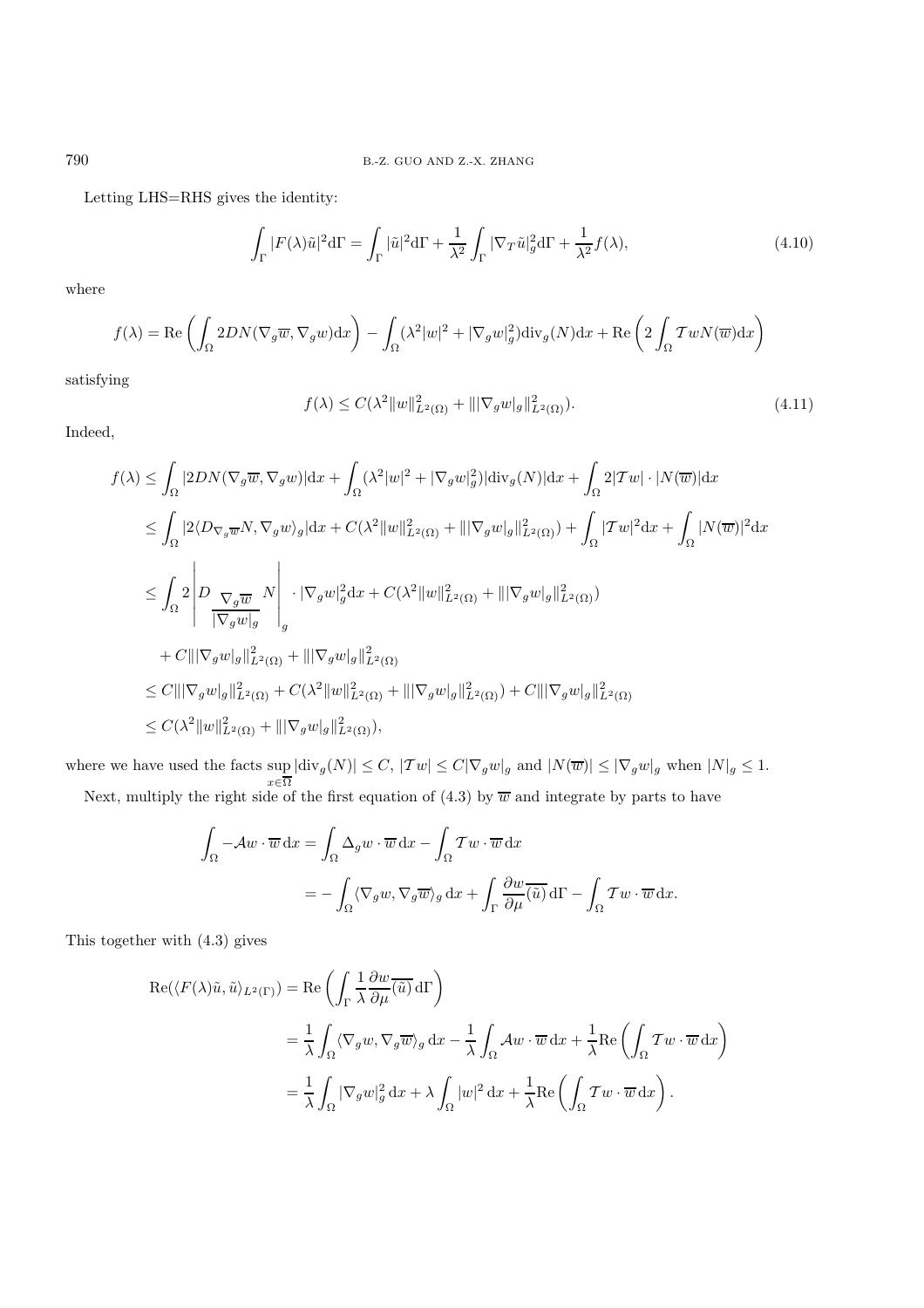Letting LHS=RHS gives the identity:

$$\int_\Gamma |F(\lambda)\tilde{u}|^2 \mathrm{d}\Gamma = \int_\Gamma |\tilde{u}|^2 \mathrm{d}\Gamma + \frac{1}{\lambda^2}\int_\Gamma |\nabla_T \tilde{u}|_g^2 \mathrm{d}\Gamma + \frac{1}{\lambda^2} f(\lambda), \tag{4.10}$$

where

$$f(\lambda) = \mathrm{Re}\left(\int_\Omega 2DN(\nabla_g \overline{w}, \nabla_g w)\mathrm{d}x\right) - \int_\Omega (\lambda^2 |w|^2 + |\nabla_g w|_g^2)\mathrm{div}_g(N)\mathrm{d}x + \mathrm{Re}\left(2\int_\Omega \mathcal{T}w N(\overline{w})\mathrm{d}x\right)$$

satisfying

$$f(\lambda) \le C(\lambda^2 \|w\|^2_{L^2(\Omega)} + \||\nabla_g w|_g\|^2_{L^2(\Omega)}). \tag{4.11}$$

Indeed,

$$\begin{aligned}
f(\lambda) &\le \int_\Omega |2DN(\nabla_g \overline{w}, \nabla_g w)|\mathrm{d}x + \int_\Omega (\lambda^2|w|^2 + |\nabla_g w|_g^2)|\mathrm{div}_g(N)|\mathrm{d}x + \int_\Omega 2|\mathcal{T}w|\cdot|N(\overline{w})|\mathrm{d}x \\
&\le \int_\Omega |2\langle D_{\nabla_g \overline{w}} N, \nabla_g w\rangle_g|\mathrm{d}x + C(\lambda^2\|w\|^2_{L^2(\Omega)} + \||\nabla_g w|_g\|^2_{L^2(\Omega)}) + \int_\Omega |\mathcal{T}w|^2\mathrm{d}x + \int_\Omega |N(\overline{w})|^2\mathrm{d}x \\
&\le \int_\Omega 2\left|D_{\frac{\nabla_g \overline{w}}{|\nabla_g w|_g}} N\right|_g \cdot |\nabla_g w|_g^2 \mathrm{d}x + C(\lambda^2\|w\|^2_{L^2(\Omega)} + \||\nabla_g w|_g\|^2_{L^2(\Omega)}) \\
&\quad + C\||\nabla_g w|_g\|^2_{L^2(\Omega)} + \||\nabla_g w|_g\|^2_{L^2(\Omega)} \\
&\le C\||\nabla_g w|_g\|^2_{L^2(\Omega)} + C(\lambda^2\|w\|^2_{L^2(\Omega)} + \||\nabla_g w|_g\|^2_{L^2(\Omega)}) + C\||\nabla_g w|_g\|^2_{L^2(\Omega)} \\
&\le C(\lambda^2\|w\|^2_{L^2(\Omega)} + \||\nabla_g w|_g\|^2_{L^2(\Omega)}),
\end{aligned}$$

where we have used the facts $\sup_{x\in\overline{\Omega}} |\mathrm{div}_g(N)| \le C$, $|\mathcal{T}w| \le C|\nabla_g w|_g$ and $|N(\overline{w})| \le |\nabla_g w|_g$ when $|N|_g \le 1$.

Next, multiply the right side of the first equation of (4.3) by $\overline{w}$ and integrate by parts to have

$$\begin{aligned}
\int_\Omega -\mathcal{A}w \cdot \overline{w}\,\mathrm{d}x &= \int_\Omega \Delta_g w \cdot \overline{w}\,\mathrm{d}x - \int_\Omega \mathcal{T}w \cdot \overline{w}\,\mathrm{d}x \\
&= -\int_\Omega \langle \nabla_g w, \nabla_g \overline{w}\rangle_g\,\mathrm{d}x + \int_\Gamma \frac{\partial w}{\partial \mu}\overline{(\tilde{u})}\,\mathrm{d}\Gamma - \int_\Omega \mathcal{T}w\cdot\overline{w}\,\mathrm{d}x.
\end{aligned}$$

This together with (4.3) gives

$$\begin{aligned}
\mathrm{Re}(\langle F(\lambda)\tilde{u}, \tilde{u}\rangle_{L^2(\Gamma)}) &= \mathrm{Re}\left(\int_\Gamma \frac{1}{\lambda}\frac{\partial w}{\partial \mu}\overline{(\tilde{u})}\,\mathrm{d}\Gamma\right) \\
&= \frac{1}{\lambda}\int_\Omega \langle \nabla_g w, \nabla_g \overline{w}\rangle_g\,\mathrm{d}x - \frac{1}{\lambda}\int_\Omega \mathcal{A}w\cdot\overline{w}\,\mathrm{d}x + \frac{1}{\lambda}\mathrm{Re}\left(\int_\Omega \mathcal{T}w\cdot\overline{w}\,\mathrm{d}x\right) \\
&= \frac{1}{\lambda}\int_\Omega |\nabla_g w|_g^2\,\mathrm{d}x + \lambda\int_\Omega |w|^2\,\mathrm{d}x + \frac{1}{\lambda}\mathrm{Re}\left(\int_\Omega \mathcal{T}w\cdot\overline{w}\,\mathrm{d}x\right).
\end{aligned}$$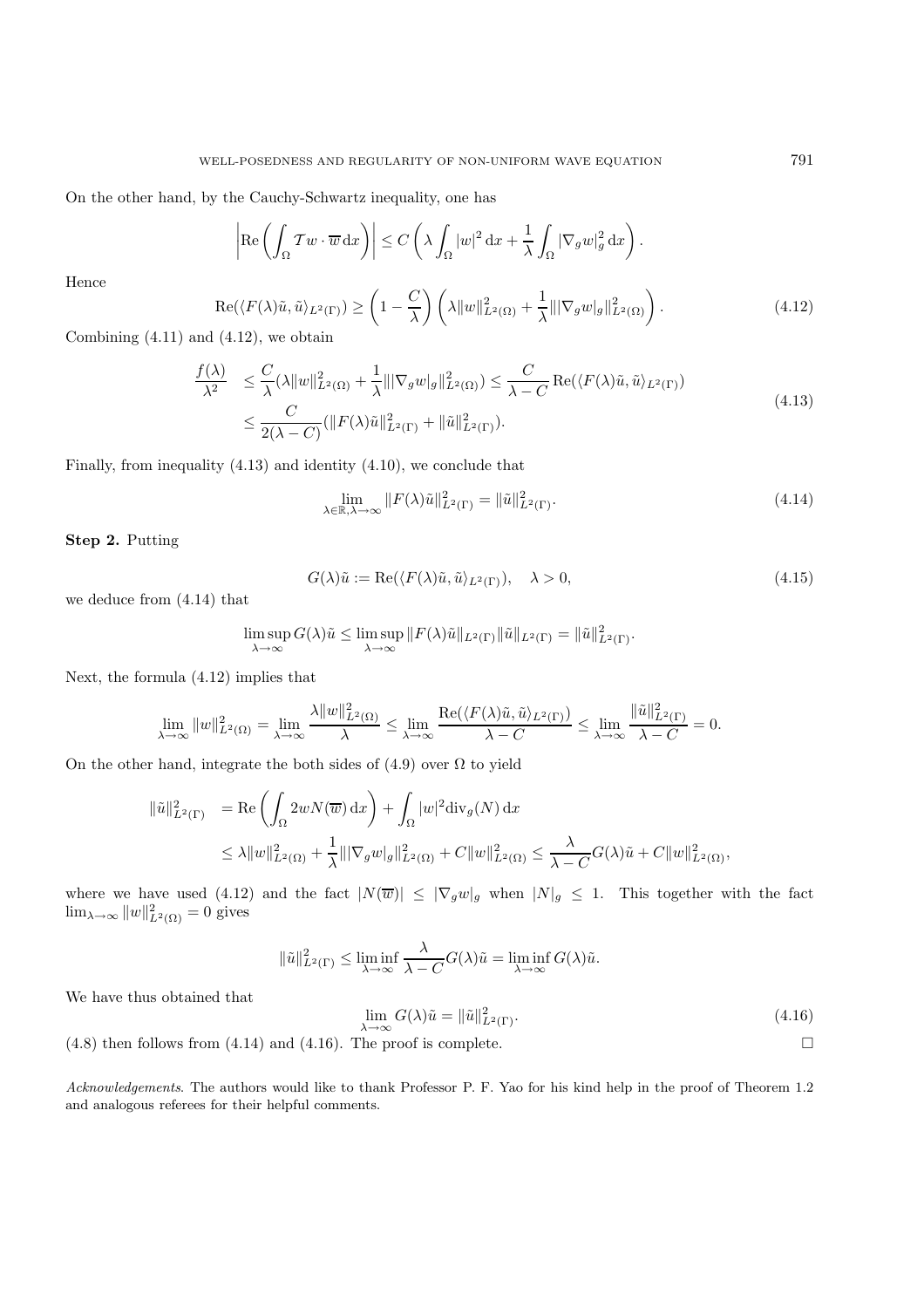On the other hand, by the Cauchy-Schwartz inequality, one has

$$\left|\mathrm{Re}\left(\int_\Omega \mathcal{T}w \cdot \overline{w}\,\mathrm{d}x\right)\right| \le C\left(\lambda \int_\Omega |w|^2\,\mathrm{d}x + \frac{1}{\lambda}\int_\Omega |\nabla_g w|_g^2\,\mathrm{d}x\right).$$

Hence

$$\mathrm{Re}(\langle F(\lambda)\tilde{u}, \tilde{u}\rangle_{L^2(\Gamma)}) \ge \left(1 - \frac{C}{\lambda}\right)\left(\lambda\|w\|^2_{L^2(\Omega)} + \frac{1}{\lambda}\||\nabla_g w|_g\|^2_{L^2(\Omega)}\right). \tag{4.12}$$

Combining (4.11) and (4.12), we obtain

$$\begin{aligned}\frac{f(\lambda)}{\lambda^2} &\le \frac{C}{\lambda}(\lambda\|w\|^2_{L^2(\Omega)} + \frac{1}{\lambda}\||\nabla_g w|_g\|^2_{L^2(\Omega)}) \le \frac{C}{\lambda - C}\,\mathrm{Re}(\langle F(\lambda)\tilde{u}, \tilde{u}\rangle_{L^2(\Gamma)}) \\ &\le \frac{C}{2(\lambda - C)}(\|F(\lambda)\tilde{u}\|^2_{L^2(\Gamma)} + \|\tilde{u}\|^2_{L^2(\Gamma)}).\end{aligned} \tag{4.13}$$

Finally, from inequality (4.13) and identity (4.10), we conclude that

$$\lim_{\lambda\in\mathbb{R},\lambda\to\infty} \|F(\lambda)\tilde{u}\|^2_{L^2(\Gamma)} = \|\tilde{u}\|^2_{L^2(\Gamma)}. \tag{4.14}$$

**Step 2.** Putting

$$G(\lambda)\tilde{u} := \mathrm{Re}(\langle F(\lambda)\tilde{u}, \tilde{u}\rangle_{L^2(\Gamma)}), \quad \lambda > 0, \tag{4.15}$$

we deduce from (4.14) that

$$\limsup_{\lambda\to\infty} G(\lambda)\tilde{u} \le \limsup_{\lambda\to\infty} \|F(\lambda)\tilde{u}\|_{L^2(\Gamma)}\|\tilde{u}\|_{L^2(\Gamma)} = \|\tilde{u}\|^2_{L^2(\Gamma)}.$$

Next, the formula (4.12) implies that

$$\lim_{\lambda\to\infty}\|w\|^2_{L^2(\Omega)} = \lim_{\lambda\to\infty}\frac{\lambda\|w\|^2_{L^2(\Omega)}}{\lambda} \le \lim_{\lambda\to\infty}\frac{\mathrm{Re}(\langle F(\lambda)\tilde{u}, \tilde{u}\rangle_{L^2(\Gamma)})}{\lambda - C} \le \lim_{\lambda\to\infty}\frac{\|\tilde{u}\|^2_{L^2(\Gamma)}}{\lambda - C} = 0.$$

On the other hand, integrate the both sides of (4.9) over $\Omega$ to yield

$$\begin{aligned}\|\tilde{u}\|^2_{L^2(\Gamma)} &= \mathrm{Re}\left(\int_\Omega 2wN(\overline{w})\,\mathrm{d}x\right) + \int_\Omega |w|^2\mathrm{div}_g(N)\,\mathrm{d}x \\ &\le \lambda\|w\|^2_{L^2(\Omega)} + \frac{1}{\lambda}\||\nabla_g w|_g\|^2_{L^2(\Omega)} + C\|w\|^2_{L^2(\Omega)} \le \frac{\lambda}{\lambda - C}G(\lambda)\tilde{u} + C\|w\|^2_{L^2(\Omega)},\end{aligned}$$

where we have used (4.12) and the fact $|N(\overline{w})| \le |\nabla_g w|_g$ when $|N|_g \le 1$. This together with the fact $\lim_{\lambda\to\infty}\|w\|^2_{L^2(\Omega)} = 0$ gives

$$\|\tilde{u}\|^2_{L^2(\Gamma)} \le \liminf_{\lambda\to\infty}\frac{\lambda}{\lambda - C}G(\lambda)\tilde{u} = \liminf_{\lambda\to\infty} G(\lambda)\tilde{u}.$$

We have thus obtained that

$$\lim_{\lambda\to\infty} G(\lambda)\tilde{u} = \|\tilde{u}\|^2_{L^2(\Gamma)}. \tag{4.16}$$

(4.8) then follows from (4.14) and (4.16). The proof is complete. □

*Acknowledgements*. The authors would like to thank Professor P. F. Yao for his kind help in the proof of Theorem 1.2 and analogous referees for their helpful comments.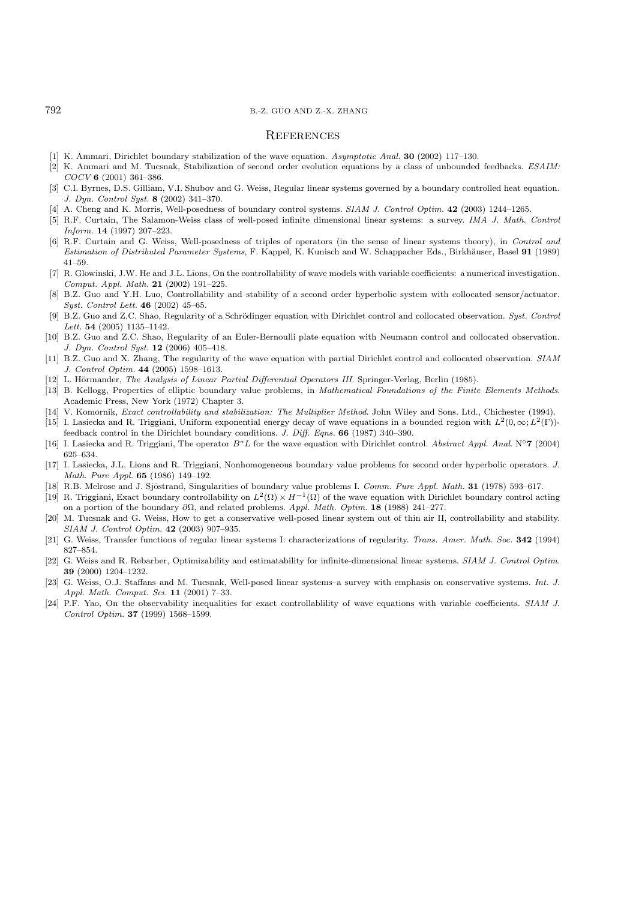## References

[1] K. Ammari, Dirichlet boundary stabilization of the wave equation. *Asymptotic Anal.* **30** (2002) 117–130.

[2] K. Ammari and M. Tucsnak, Stabilization of second order evolution equations by a class of unbounded feedbacks. *ESAIM: COCV* **6** (2001) 361–386.

[3] C.I. Byrnes, D.S. Gilliam, V.I. Shubov and G. Weiss, Regular linear systems governed by a boundary controlled heat equation. *J. Dyn. Control Syst.* **8** (2002) 341–370.

[4] A. Cheng and K. Morris, Well-posedness of boundary control systems. *SIAM J. Control Optim.* **42** (2003) 1244–1265.

[5] R.F. Curtain, The Salamon-Weiss class of well-posed infinite dimensional linear systems: a survey. *IMA J. Math. Control Inform.* **14** (1997) 207–223.

[6] R.F. Curtain and G. Weiss, Well-posedness of triples of operators (in the sense of linear systems theory), in *Control and Estimation of Distributed Parameter Systems*, F. Kappel, K. Kunisch and W. Schappacher Eds., Birkhäuser, Basel **91** (1989) 41–59.

[7] R. Glowinski, J.W. He and J.L. Lions, On the controllability of wave models with variable coefficients: a numerical investigation. *Comput. Appl. Math.* **21** (2002) 191–225.

[8] B.Z. Guo and Y.H. Luo, Controllability and stability of a second order hyperbolic system with collocated sensor/actuator. *Syst. Control Lett.* **46** (2002) 45–65.

[9] B.Z. Guo and Z.C. Shao, Regularity of a Schrödinger equation with Dirichlet control and collocated observation. *Syst. Control Lett.* **54** (2005) 1135–1142.

[10] B.Z. Guo and Z.C. Shao, Regularity of an Euler-Bernoulli plate equation with Neumann control and collocated observation. *J. Dyn. Control Syst.* **12** (2006) 405–418.

[11] B.Z. Guo and X. Zhang, The regularity of the wave equation with partial Dirichlet control and collocated observation. *SIAM J. Control Optim.* **44** (2005) 1598–1613.

[12] L. Hörmander, *The Analysis of Linear Partial Differential Operators III*. Springer-Verlag, Berlin (1985).

[13] B. Kellogg, Properties of elliptic boundary value problems, in *Mathematical Foundations of the Finite Elements Methods*. Academic Press, New York (1972) Chapter 3.

[14] V. Komornik, *Exact controllability and stabilization: The Multiplier Method*. John Wiley and Sons. Ltd., Chichester (1994).

[15] I. Lasiecka and R. Triggiani, Uniform exponential energy decay of wave equations in a bounded region with $L^2(0,\infty;L^2(\Gamma))$-feedback control in the Dirichlet boundary conditions. *J. Diff. Eqns.* **66** (1987) 340–390.

[16] I. Lasiecka and R. Triggiani, The operator $B^*L$ for the wave equation with Dirichlet control. *Abstract Appl. Anal.* N°**7** (2004) 625–634.

[17] I. Lasiecka, J.L. Lions and R. Triggiani, Nonhomogeneous boundary value problems for second order hyperbolic operators. *J. Math. Pure Appl.* **65** (1986) 149–192.

[18] R.B. Melrose and J. Sjöstrand, Singularities of boundary value problems I. *Comm. Pure Appl. Math.* **31** (1978) 593–617.

[19] R. Triggiani, Exact boundary controllability on $L^2(\Omega)\times H^{-1}(\Omega)$ of the wave equation with Dirichlet boundary control acting on a portion of the boundary $\partial\Omega$, and related problems. *Appl. Math. Optim.* **18** (1988) 241–277.

[20] M. Tucsnak and G. Weiss, How to get a conservative well-posed linear system out of thin air II, controllability and stability. *SIAM J. Control Optim.* **42** (2003) 907–935.

[21] G. Weiss, Transfer functions of regular linear systems I: characterizations of regularity. *Trans. Amer. Math. Soc.* **342** (1994) 827–854.

[22] G. Weiss and R. Rebarber, Optimizability and estimatability for infinite-dimensional linear systems. *SIAM J. Control Optim.* **39** (2000) 1204–1232.

[23] G. Weiss, O.J. Staffans and M. Tucsnak, Well-posed linear systems–a survey with emphasis on conservative systems. *Int. J. Appl. Math. Comput. Sci.* **11** (2001) 7–33.

[24] P.F. Yao, On the observability inequalities for exact controllablility of wave equations with variable coefficients. *SIAM J. Control Optim.* **37** (1999) 1568–1599.